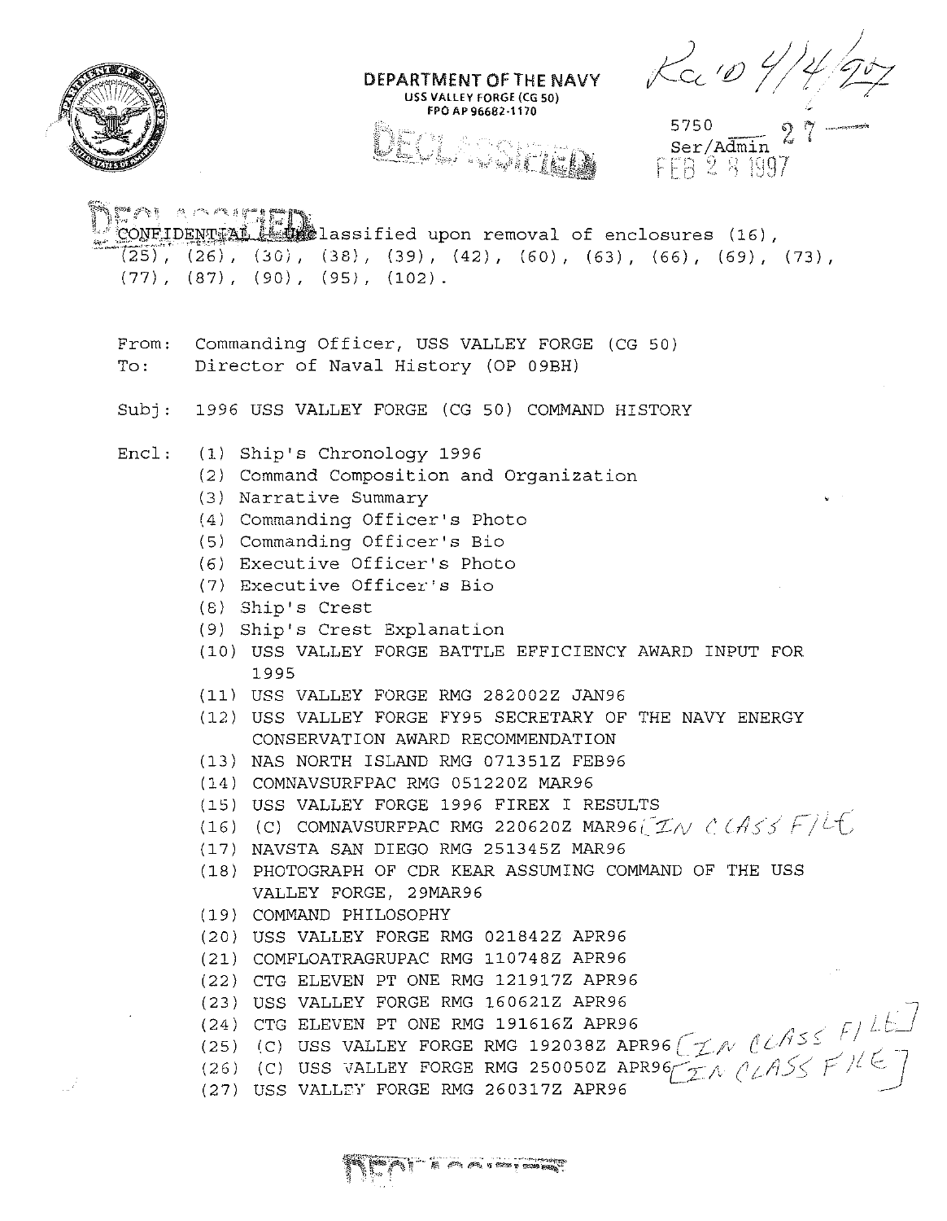**DEPARTMENT OF THE NAVY**
USS VALLEY FORGE (CG 50)
FPO AP 96682-1170

DECLASSIFIED

Rec'd 4/4/97

5750
Ser/Admin 27
FEB 28 1997

DECLASSIFIED

CONFIDENTIAL (Unclassified upon removal of enclosures (16), (25), (26), (30), (38), (39), (42), (60), (63), (66), (69), (73), (77), (87), (90), (95), (102).

From: Commanding Officer, USS VALLEY FORGE (CG 50)
To: Director of Naval History (OP 09BH)

Subj: 1996 USS VALLEY FORGE (CG 50) COMMAND HISTORY

Encl:
(1) Ship's Chronology 1996
(2) Command Composition and Organization
(3) Narrative Summary
(4) Commanding Officer's Photo
(5) Commanding Officer's Bio
(6) Executive Officer's Photo
(7) Executive Officer's Bio
(8) Ship's Crest
(9) Ship's Crest Explanation
(10) USS VALLEY FORGE BATTLE EFFICIENCY AWARD INPUT FOR 1995
(11) USS VALLEY FORGE RMG 282002Z JAN96
(12) USS VALLEY FORGE FY95 SECRETARY OF THE NAVY ENERGY CONSERVATION AWARD RECOMMENDATION
(13) NAS NORTH ISLAND RMG 071351Z FEB96
(14) COMNAVSURFPAC RMG 051220Z MAR96
(15) USS VALLEY FORGE 1996 FIREX I RESULTS
(16) (C) COMNAVSURFPAC RMG 220620Z MAR96 [IN CLASS FILE]
(17) NAVSTA SAN DIEGO RMG 251345Z MAR96
(18) PHOTOGRAPH OF CDR KEAR ASSUMING COMMAND OF THE USS VALLEY FORGE, 29MAR96
(19) COMMAND PHILOSOPHY
(20) USS VALLEY FORGE RMG 021842Z APR96
(21) COMFLOATRAGRUPAC RMG 110748Z APR96
(22) CTG ELEVEN PT ONE RMG 121917Z APR96
(23) USS VALLEY FORGE RMG 160621Z APR96
(24) CTG ELEVEN PT ONE RMG 191616Z APR96
(25) (C) USS VALLEY FORGE RMG 192038Z APR96 [IN CLASS FILE]
(26) (C) USS VALLEY FORGE RMG 250050Z APR96 [IN CLASS FILE]
(27) USS VALLEY FORGE RMG 260317Z APR96

DECLASSIFIED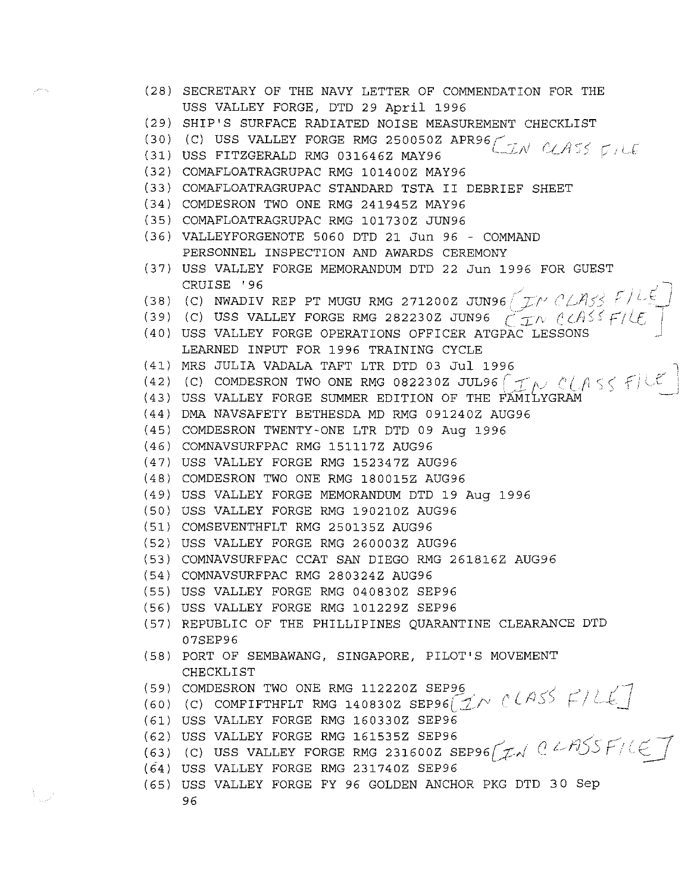(28) SECRETARY OF THE NAVY LETTER OF COMMENDATION FOR THE USS VALLEY FORGE, DTD 29 April 1996
(29) SHIP'S SURFACE RADIATED NOISE MEASUREMENT CHECKLIST
(30) (C) USS VALLEY FORGE RMG 250050Z APR96 [IN CLASS FILE
(31) USS FITZGERALD RMG 031646Z MAY96
(32) COMAFLOATRAGRUPAC RMG 101400Z MAY96
(33) COMAFLOATRAGRUPAC STANDARD TSTA II DEBRIEF SHEET
(34) COMDESRON TWO ONE RMG 241945Z MAY96
(35) COMAFLOATRAGRUPAC RMG 101730Z JUN96
(36) VALLEYFORGENOTE 5060 DTD 21 Jun 96 - COMMAND PERSONNEL INSPECTION AND AWARDS CEREMONY
(37) USS VALLEY FORGE MEMORANDUM DTD 22 Jun 1996 FOR GUEST CRUISE '96
(38) (C) NWADIV REP PT MUGU RMG 271200Z JUN96 [IN CLASS FILE]
(39) (C) USS VALLEY FORGE RMG 282230Z JUN96 [IN CLASS FILE]
(40) USS VALLEY FORGE OPERATIONS OFFICER ATGPAC LESSONS LEARNED INPUT FOR 1996 TRAINING CYCLE
(41) MRS JULIA VADALA TAFT LTR DTD 03 Jul 1996
(42) (C) COMDESRON TWO ONE RMG 082230Z JUL96 [IN CLASS FILE]
(43) USS VALLEY FORGE SUMMER EDITION OF THE FAMILYGRAM
(44) DMA NAVSAFETY BETHESDA MD RMG 091240Z AUG96
(45) COMDESRON TWENTY-ONE LTR DTD 09 Aug 1996
(46) COMNAVSURFPAC RMG 151117Z AUG96
(47) USS VALLEY FORGE RMG 152347Z AUG96
(48) COMDESRON TWO ONE RMG 180015Z AUG96
(49) USS VALLEY FORGE MEMORANDUM DTD 19 Aug 1996
(50) USS VALLEY FORGE RMG 190210Z AUG96
(51) COMSEVENTHFLT RMG 250135Z AUG96
(52) USS VALLEY FORGE RMG 260003Z AUG96
(53) COMNAVSURFPAC CCAT SAN DIEGO RMG 261816Z AUG96
(54) COMNAVSURFPAC RMG 280324Z AUG96
(55) USS VALLEY FORGE RMG 040830Z SEP96
(56) USS VALLEY FORGE RMG 101229Z SEP96
(57) REPUBLIC OF THE PHILLIPINES QUARANTINE CLEARANCE DTD 07SEP96
(58) PORT OF SEMBAWANG, SINGAPORE, PILOT'S MOVEMENT CHECKLIST
(59) COMDESRON TWO ONE RMG 112220Z SEP96
(60) (C) COMFIFTHFLT RMG 140830Z SEP96 [IN CLASS FILE]
(61) USS VALLEY FORGE RMG 160330Z SEP96
(62) USS VALLEY FORGE RMG 161535Z SEP96
(63) (C) USS VALLEY FORGE RMG 231600Z SEP96 [IN CLASS FILE]
(64) USS VALLEY FORGE RMG 231740Z SEP96
(65) USS VALLEY FORGE FY 96 GOLDEN ANCHOR PKG DTD 30 Sep 96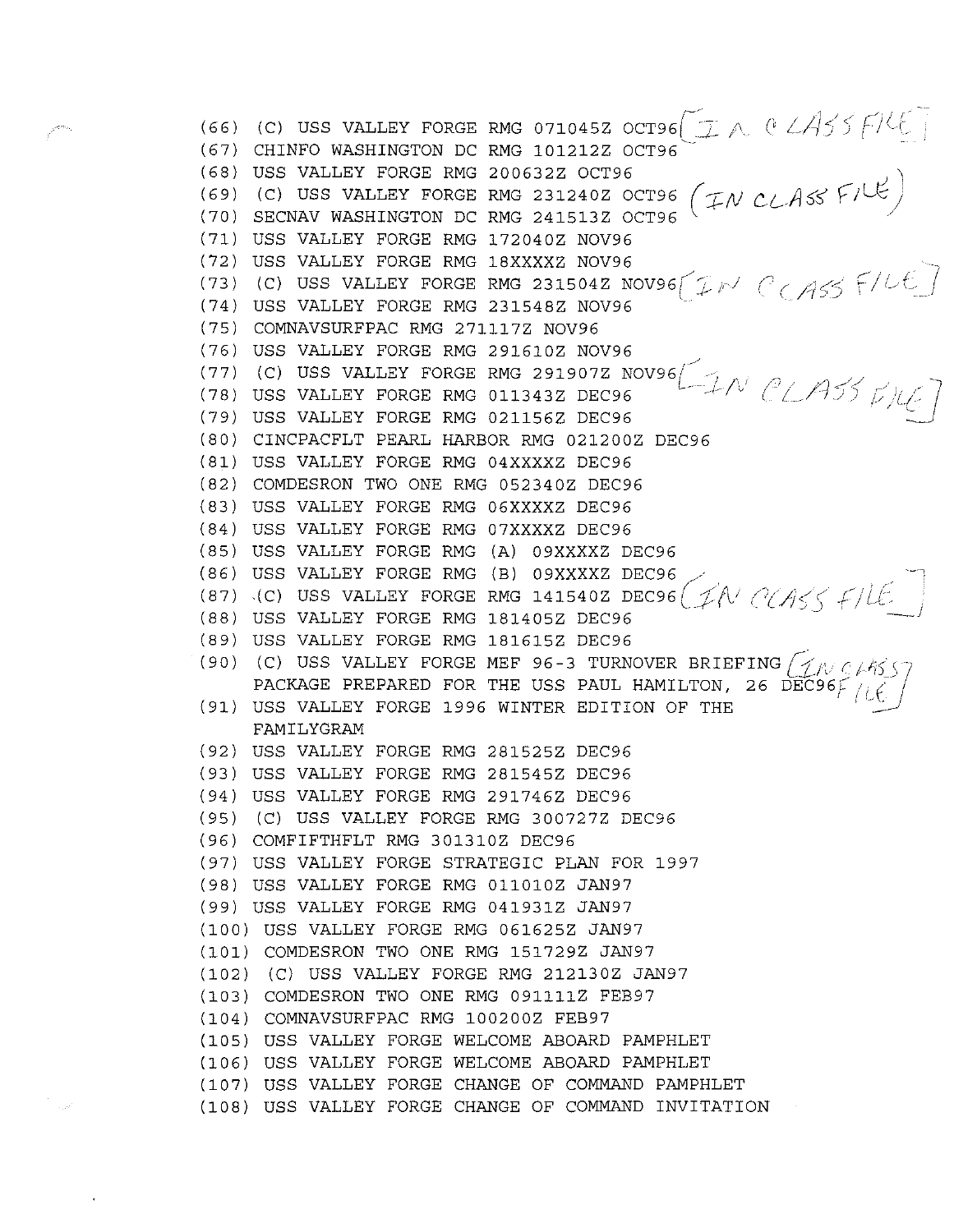(66) (C) USS VALLEY FORGE RMG 071045Z OCT96 [IN CLASS FILE]
(67) CHINFO WASHINGTON DC RMG 101212Z OCT96
(68) USS VALLEY FORGE RMG 200632Z OCT96
(69) (C) USS VALLEY FORGE RMG 231240Z OCT96 (IN CLASS FILE)
(70) SECNAV WASHINGTON DC RMG 241513Z OCT96
(71) USS VALLEY FORGE RMG 172040Z NOV96
(72) USS VALLEY FORGE RMG 18XXXXZ NOV96
(73) (C) USS VALLEY FORGE RMG 231504Z NOV96 [IN CLASS FILE]
(74) USS VALLEY FORGE RMG 231548Z NOV96
(75) COMNAVSURFPAC RMG 271117Z NOV96
(76) USS VALLEY FORGE RMG 291610Z NOV96
(77) (C) USS VALLEY FORGE RMG 291907Z NOV96 [IN CLASS FILE]
(78) USS VALLEY FORGE RMG 011343Z DEC96
(79) USS VALLEY FORGE RMG 021156Z DEC96
(80) CINCPACFLT PEARL HARBOR RMG 021200Z DEC96
(81) USS VALLEY FORGE RMG 04XXXXZ DEC96
(82) COMDESRON TWO ONE RMG 052340Z DEC96
(83) USS VALLEY FORGE RMG 06XXXXZ DEC96
(84) USS VALLEY FORGE RMG 07XXXXZ DEC96
(85) USS VALLEY FORGE RMG (A) 09XXXXZ DEC96
(86) USS VALLEY FORGE RMG (B) 09XXXXZ DEC96
(87) (C) USS VALLEY FORGE RMG 141540Z DEC96 [IN CLASS FILE]
(88) USS VALLEY FORGE RMG 181405Z DEC96
(89) USS VALLEY FORGE RMG 181615Z DEC96
(90) (C) USS VALLEY FORGE MEF 96-3 TURNOVER BRIEFING PACKAGE PREPARED FOR THE USS PAUL HAMILTON, 26 DEC96 [IN CLASS FILE]
(91) USS VALLEY FORGE 1996 WINTER EDITION OF THE FAMILYGRAM
(92) USS VALLEY FORGE RMG 281525Z DEC96
(93) USS VALLEY FORGE RMG 281545Z DEC96
(94) USS VALLEY FORGE RMG 291746Z DEC96
(95) (C) USS VALLEY FORGE RMG 300727Z DEC96
(96) COMFIFTHFLT RMG 301310Z DEC96
(97) USS VALLEY FORGE STRATEGIC PLAN FOR 1997
(98) USS VALLEY FORGE RMG 011010Z JAN97
(99) USS VALLEY FORGE RMG 041931Z JAN97
(100) USS VALLEY FORGE RMG 061625Z JAN97
(101) COMDESRON TWO ONE RMG 151729Z JAN97
(102) (C) USS VALLEY FORGE RMG 212130Z JAN97
(103) COMDESRON TWO ONE RMG 091111Z FEB97
(104) COMNAVSURFPAC RMG 100200Z FEB97
(105) USS VALLEY FORGE WELCOME ABOARD PAMPHLET
(106) USS VALLEY FORGE WELCOME ABOARD PAMPHLET
(107) USS VALLEY FORGE CHANGE OF COMMAND PAMPHLET
(108) USS VALLEY FORGE CHANGE OF COMMAND INVITATION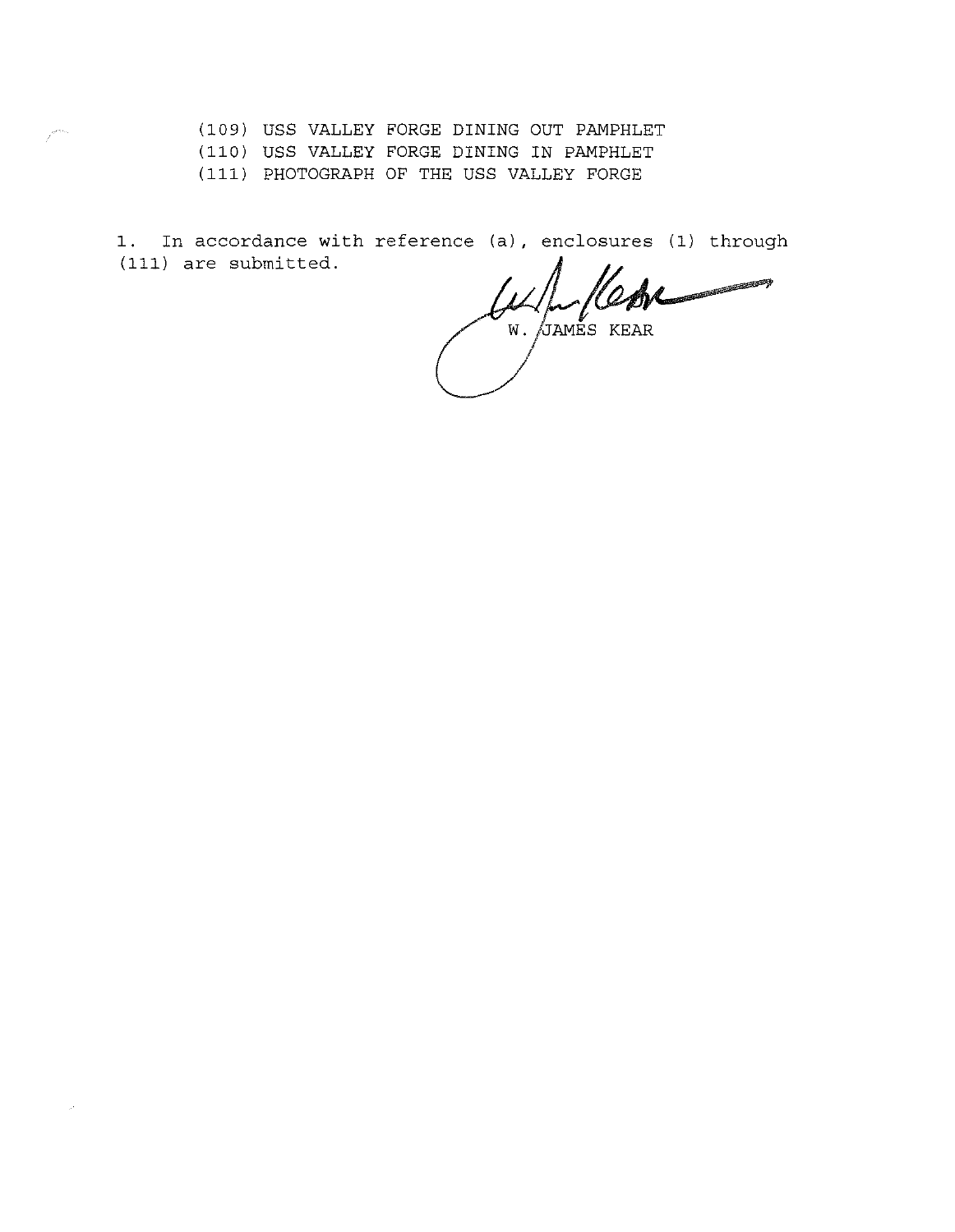(109) USS VALLEY FORGE DINING OUT PAMPHLET
(110) USS VALLEY FORGE DINING IN PAMPHLET
(111) PHOTOGRAPH OF THE USS VALLEY FORGE

1. In accordance with reference (a), enclosures (1) through (111) are submitted.

W. JAMES KEAR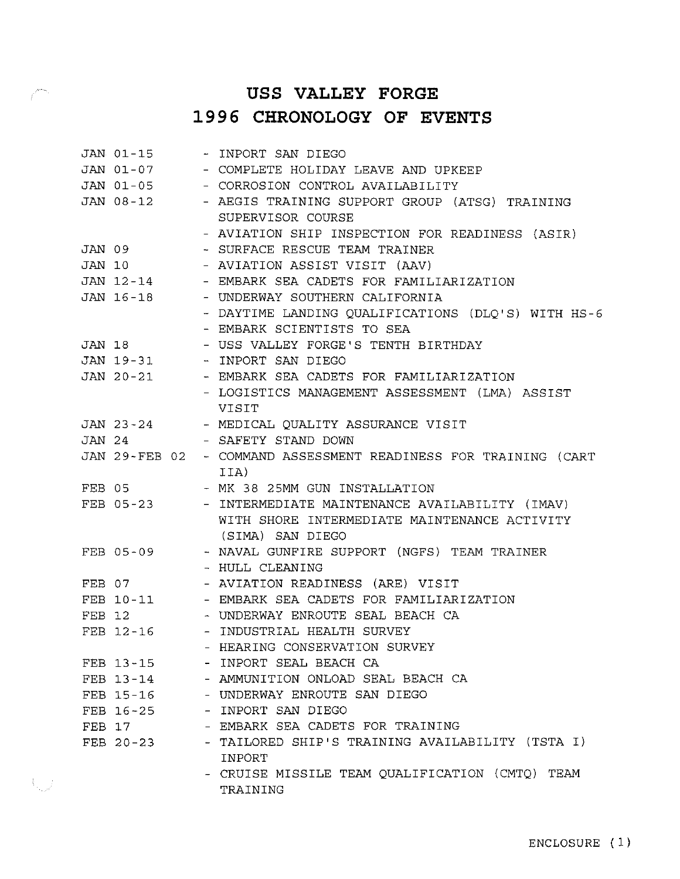# USS VALLEY FORGE
# 1996 CHRONOLOGY OF EVENTS

| | |
|---|---|
| JAN 01-15 | - INPORT SAN DIEGO |
| JAN 01-07 | - COMPLETE HOLIDAY LEAVE AND UPKEEP |
| JAN 01-05 | - CORROSION CONTROL AVAILABILITY |
| JAN 08-12 | - AEGIS TRAINING SUPPORT GROUP (ATSG) TRAINING SUPERVISOR COURSE |
| | - AVIATION SHIP INSPECTION FOR READINESS (ASIR) |
| JAN 09 | - SURFACE RESCUE TEAM TRAINER |
| JAN 10 | - AVIATION ASSIST VISIT (AAV) |
| JAN 12-14 | - EMBARK SEA CADETS FOR FAMILIARIZATION |
| JAN 16-18 | - UNDERWAY SOUTHERN CALIFORNIA |
| | - DAYTIME LANDING QUALIFICATIONS (DLQ'S) WITH HS-6 |
| | - EMBARK SCIENTISTS TO SEA |
| JAN 18 | - USS VALLEY FORGE'S TENTH BIRTHDAY |
| JAN 19-31 | - INPORT SAN DIEGO |
| JAN 20-21 | - EMBARK SEA CADETS FOR FAMILIARIZATION |
| | - LOGISTICS MANAGEMENT ASSESSMENT (LMA) ASSIST VISIT |
| JAN 23-24 | - MEDICAL QUALITY ASSURANCE VISIT |
| JAN 24 | - SAFETY STAND DOWN |
| JAN 29-FEB 02 | - COMMAND ASSESSMENT READINESS FOR TRAINING (CART IIA) |
| FEB 05 | - MK 38 25MM GUN INSTALLATION |
| FEB 05-23 | - INTERMEDIATE MAINTENANCE AVAILABILITY (IMAV) WITH SHORE INTERMEDIATE MAINTENANCE ACTIVITY (SIMA) SAN DIEGO |
| FEB 05-09 | - NAVAL GUNFIRE SUPPORT (NGFS) TEAM TRAINER |
| | - HULL CLEANING |
| FEB 07 | - AVIATION READINESS (ARE) VISIT |
| FEB 10-11 | - EMBARK SEA CADETS FOR FAMILIARIZATION |
| FEB 12 | - UNDERWAY ENROUTE SEAL BEACH CA |
| FEB 12-16 | - INDUSTRIAL HEALTH SURVEY |
| | - HEARING CONSERVATION SURVEY |
| FEB 13-15 | - INPORT SEAL BEACH CA |
| FEB 13-14 | - AMMUNITION ONLOAD SEAL BEACH CA |
| FEB 15-16 | - UNDERWAY ENROUTE SAN DIEGO |
| FEB 16-25 | - INPORT SAN DIEGO |
| FEB 17 | - EMBARK SEA CADETS FOR TRAINING |
| FEB 20-23 | - TAILORED SHIP'S TRAINING AVAILABILITY (TSTA I) INPORT |
| | - CRUISE MISSILE TEAM QUALIFICATION (CMTQ) TEAM TRAINING |

ENCLOSURE (1)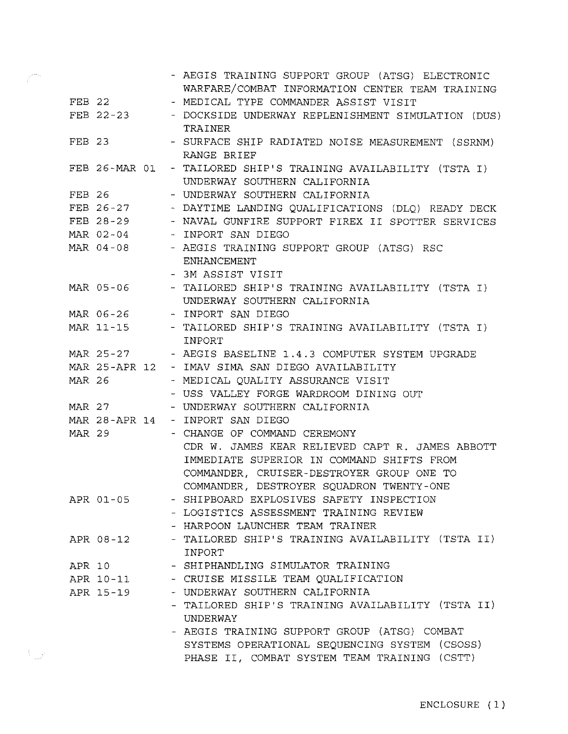| | |
|---|---|
| | - AEGIS TRAINING SUPPORT GROUP (ATSG) ELECTRONIC WARFARE/COMBAT INFORMATION CENTER TEAM TRAINING |
| FEB 22 | - MEDICAL TYPE COMMANDER ASSIST VISIT |
| FEB 22-23 | - DOCKSIDE UNDERWAY REPLENISHMENT SIMULATION (DUS) TRAINER |
| FEB 23 | - SURFACE SHIP RADIATED NOISE MEASUREMENT (SSRNM) RANGE BRIEF |
| FEB 26-MAR 01 | - TAILORED SHIP'S TRAINING AVAILABILITY (TSTA I) UNDERWAY SOUTHERN CALIFORNIA |
| FEB 26 | - UNDERWAY SOUTHERN CALIFORNIA |
| FEB 26-27 | - DAYTIME LANDING QUALIFICATIONS (DLQ) READY DECK |
| FEB 28-29 | - NAVAL GUNFIRE SUPPORT FIREX II SPOTTER SERVICES |
| MAR 02-04 | - INPORT SAN DIEGO |
| MAR 04-08 | - AEGIS TRAINING SUPPORT GROUP (ATSG) RSC ENHANCEMENT |
| | - 3M ASSIST VISIT |
| MAR 05-06 | - TAILORED SHIP'S TRAINING AVAILABILITY (TSTA I) UNDERWAY SOUTHERN CALIFORNIA |
| MAR 06-26 | - INPORT SAN DIEGO |
| MAR 11-15 | - TAILORED SHIP'S TRAINING AVAILABILITY (TSTA I) INPORT |
| MAR 25-27 | - AEGIS BASELINE 1.4.3 COMPUTER SYSTEM UPGRADE |
| MAR 25-APR 12 | - IMAV SIMA SAN DIEGO AVAILABILITY |
| MAR 26 | - MEDICAL QUALITY ASSURANCE VISIT |
| | - USS VALLEY FORGE WARDROOM DINING OUT |
| MAR 27 | - UNDERWAY SOUTHERN CALIFORNIA |
| MAR 28-APR 14 | - INPORT SAN DIEGO |
| MAR 29 | - CHANGE OF COMMAND CEREMONY<br>CDR W. JAMES KEAR RELIEVED CAPT R. JAMES ABBOTT<br>IMMEDIATE SUPERIOR IN COMMAND SHIFTS FROM COMMANDER, CRUISER-DESTROYER GROUP ONE TO COMMANDER, DESTROYER SQUADRON TWENTY-ONE |
| APR 01-05 | - SHIPBOARD EXPLOSIVES SAFETY INSPECTION |
| | - LOGISTICS ASSESSMENT TRAINING REVIEW |
| | - HARPOON LAUNCHER TEAM TRAINER |
| APR 08-12 | - TAILORED SHIP'S TRAINING AVAILABILITY (TSTA II) INPORT |
| APR 10 | - SHIPHANDLING SIMULATOR TRAINING |
| APR 10-11 | - CRUISE MISSILE TEAM QUALIFICATION |
| APR 15-19 | - UNDERWAY SOUTHERN CALIFORNIA |
| | - TAILORED SHIP'S TRAINING AVAILABILITY (TSTA II) UNDERWAY |
| | - AEGIS TRAINING SUPPORT GROUP (ATSG) COMBAT SYSTEMS OPERATIONAL SEQUENCING SYSTEM (CSOSS) PHASE II, COMBAT SYSTEM TEAM TRAINING (CSTT) |

ENCLOSURE (1)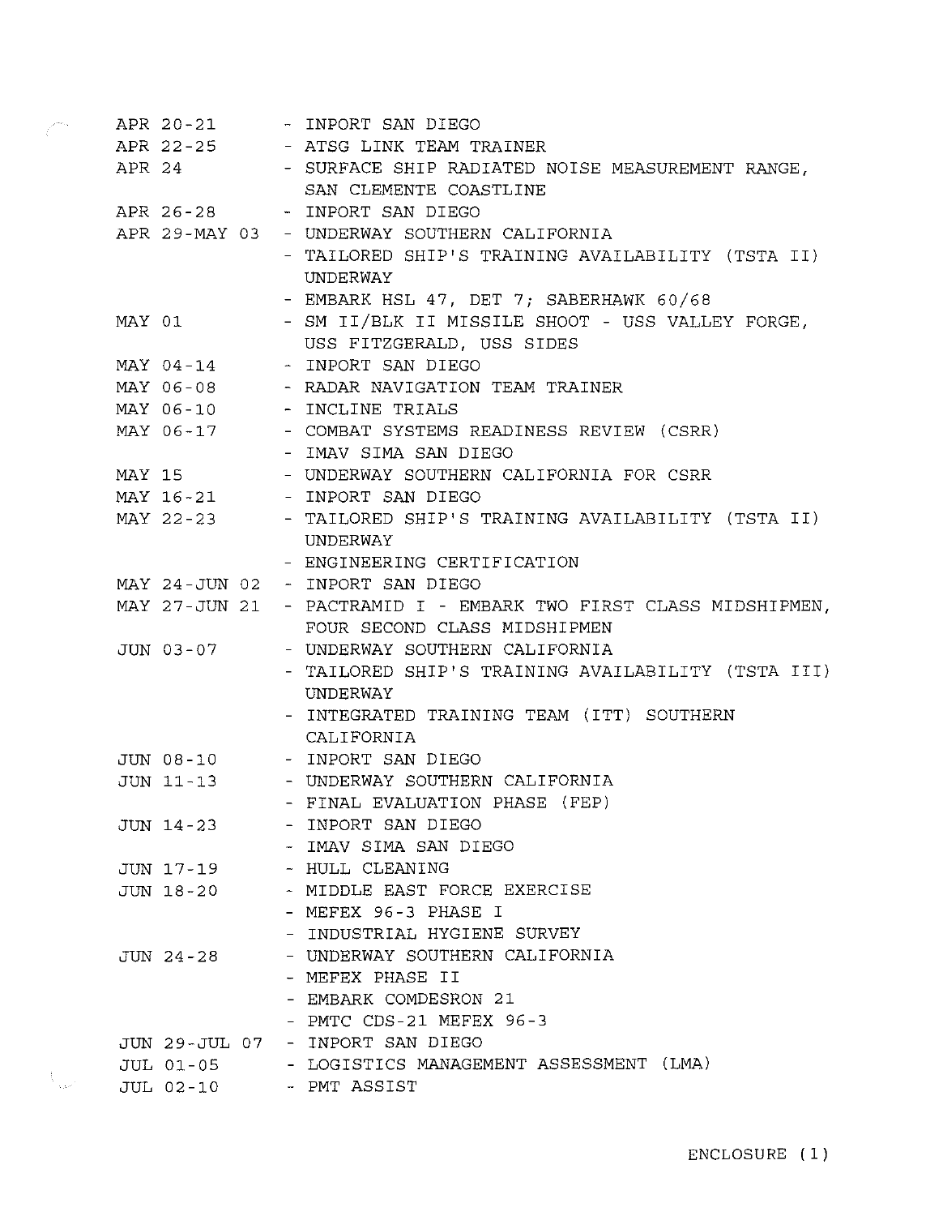| | |
|---|---|
| APR 20-21 | - INPORT SAN DIEGO |
| APR 22-25 | - ATSG LINK TEAM TRAINER |
| APR 24 | - SURFACE SHIP RADIATED NOISE MEASUREMENT RANGE, SAN CLEMENTE COASTLINE |
| APR 26-28 | - INPORT SAN DIEGO |
| APR 29-MAY 03 | - UNDERWAY SOUTHERN CALIFORNIA |
| | - TAILORED SHIP'S TRAINING AVAILABILITY (TSTA II) UNDERWAY |
| | - EMBARK HSL 47, DET 7; SABERHAWK 60/68 |
| MAY 01 | - SM II/BLK II MISSILE SHOOT - USS VALLEY FORGE, USS FITZGERALD, USS SIDES |
| MAY 04-14 | - INPORT SAN DIEGO |
| MAY 06-08 | - RADAR NAVIGATION TEAM TRAINER |
| MAY 06-10 | - INCLINE TRIALS |
| MAY 06-17 | - COMBAT SYSTEMS READINESS REVIEW (CSRR) |
| | - IMAV SIMA SAN DIEGO |
| MAY 15 | - UNDERWAY SOUTHERN CALIFORNIA FOR CSRR |
| MAY 16-21 | - INPORT SAN DIEGO |
| MAY 22-23 | - TAILORED SHIP'S TRAINING AVAILABILITY (TSTA II) UNDERWAY |
| | - ENGINEERING CERTIFICATION |
| MAY 24-JUN 02 | - INPORT SAN DIEGO |
| MAY 27-JUN 21 | - PACTRAMID I - EMBARK TWO FIRST CLASS MIDSHIPMEN, FOUR SECOND CLASS MIDSHIPMEN |
| JUN 03-07 | - UNDERWAY SOUTHERN CALIFORNIA |
| | - TAILORED SHIP'S TRAINING AVAILABILITY (TSTA III) UNDERWAY |
| | - INTEGRATED TRAINING TEAM (ITT) SOUTHERN CALIFORNIA |
| JUN 08-10 | - INPORT SAN DIEGO |
| JUN 11-13 | - UNDERWAY SOUTHERN CALIFORNIA |
| | - FINAL EVALUATION PHASE (FEP) |
| JUN 14-23 | - INPORT SAN DIEGO |
| | - IMAV SIMA SAN DIEGO |
| JUN 17-19 | - HULL CLEANING |
| JUN 18-20 | - MIDDLE EAST FORCE EXERCISE |
| | - MEFEX 96-3 PHASE I |
| | - INDUSTRIAL HYGIENE SURVEY |
| JUN 24-28 | - UNDERWAY SOUTHERN CALIFORNIA |
| | - MEFEX PHASE II |
| | - EMBARK COMDESRON 21 |
| | - PMTC CDS-21 MEFEX 96-3 |
| JUN 29-JUL 07 | - INPORT SAN DIEGO |
| JUL 01-05 | - LOGISTICS MANAGEMENT ASSESSMENT (LMA) |
| JUL 02-10 | - PMT ASSIST |

ENCLOSURE (1)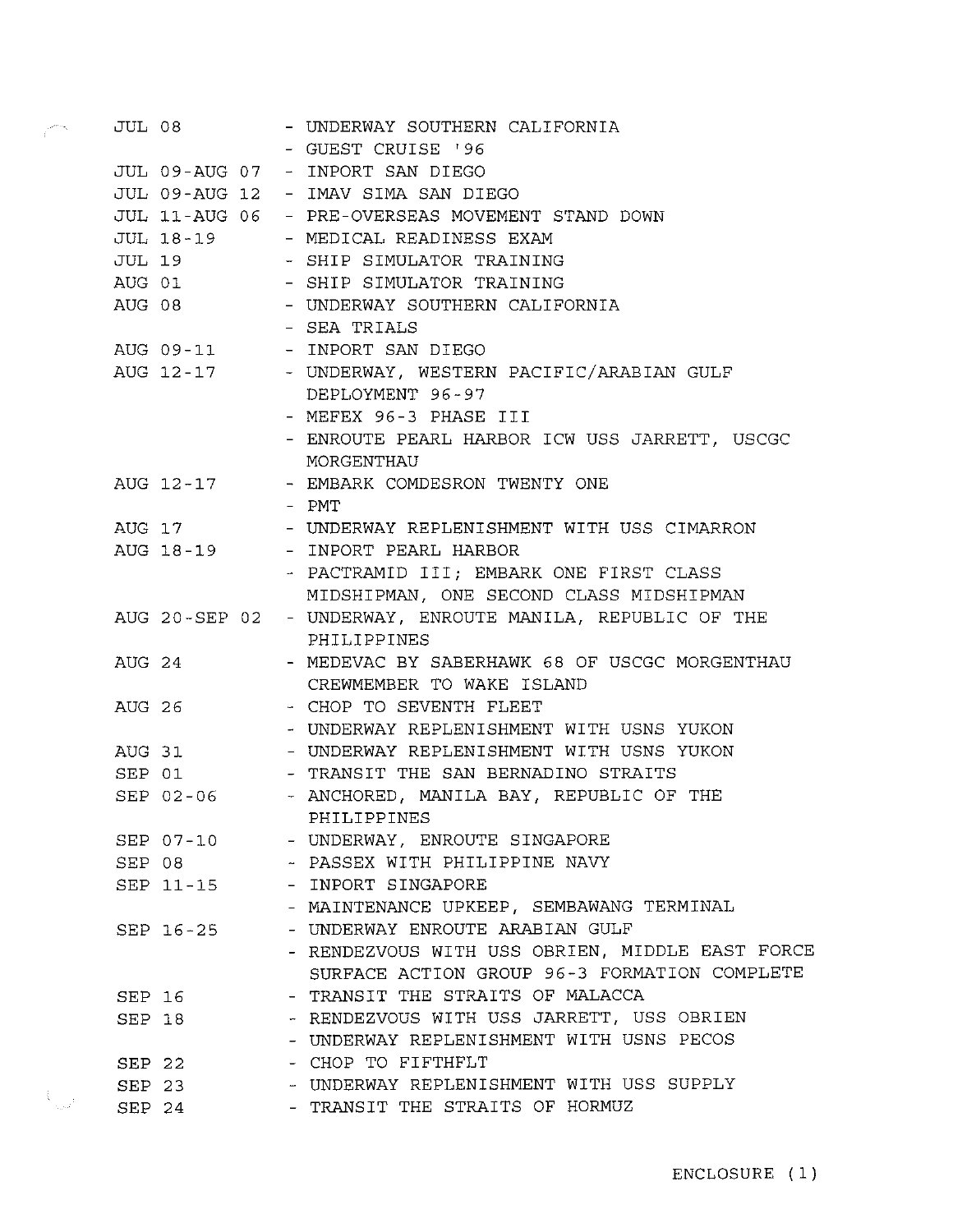| | |
|---|---|
| JUL 08 | - UNDERWAY SOUTHERN CALIFORNIA |
| | - GUEST CRUISE '96 |
| JUL 09-AUG 07 | - INPORT SAN DIEGO |
| JUL 09-AUG 12 | - IMAV SIMA SAN DIEGO |
| JUL 11-AUG 06 | - PRE-OVERSEAS MOVEMENT STAND DOWN |
| JUL 18-19 | - MEDICAL READINESS EXAM |
| JUL 19 | - SHIP SIMULATOR TRAINING |
| AUG 01 | - SHIP SIMULATOR TRAINING |
| AUG 08 | - UNDERWAY SOUTHERN CALIFORNIA |
| | - SEA TRIALS |
| AUG 09-11 | - INPORT SAN DIEGO |
| AUG 12-17 | - UNDERWAY, WESTERN PACIFIC/ARABIAN GULF DEPLOYMENT 96-97 |
| | - MEFEX 96-3 PHASE III |
| | - ENROUTE PEARL HARBOR ICW USS JARRETT, USCGC MORGENTHAU |
| AUG 12-17 | - EMBARK COMDESRON TWENTY ONE |
| | - PMT |
| AUG 17 | - UNDERWAY REPLENISHMENT WITH USS CIMARRON |
| AUG 18-19 | - INPORT PEARL HARBOR |
| | - PACTRAMID III; EMBARK ONE FIRST CLASS MIDSHIPMAN, ONE SECOND CLASS MIDSHIPMAN |
| AUG 20-SEP 02 | - UNDERWAY, ENROUTE MANILA, REPUBLIC OF THE PHILIPPINES |
| AUG 24 | - MEDEVAC BY SABERHAWK 68 OF USCGC MORGENTHAU CREWMEMBER TO WAKE ISLAND |
| AUG 26 | - CHOP TO SEVENTH FLEET |
| | - UNDERWAY REPLENISHMENT WITH USNS YUKON |
| AUG 31 | - UNDERWAY REPLENISHMENT WITH USNS YUKON |
| SEP 01 | - TRANSIT THE SAN BERNADINO STRAITS |
| SEP 02-06 | - ANCHORED, MANILA BAY, REPUBLIC OF THE PHILIPPINES |
| SEP 07-10 | - UNDERWAY, ENROUTE SINGAPORE |
| SEP 08 | - PASSEX WITH PHILIPPINE NAVY |
| SEP 11-15 | - INPORT SINGAPORE |
| | - MAINTENANCE UPKEEP, SEMBAWANG TERMINAL |
| SEP 16-25 | - UNDERWAY ENROUTE ARABIAN GULF |
| | - RENDEZVOUS WITH USS OBRIEN, MIDDLE EAST FORCE SURFACE ACTION GROUP 96-3 FORMATION COMPLETE |
| SEP 16 | - TRANSIT THE STRAITS OF MALACCA |
| SEP 18 | - RENDEZVOUS WITH USS JARRETT, USS OBRIEN |
| | - UNDERWAY REPLENISHMENT WITH USNS PECOS |
| SEP 22 | - CHOP TO FIFTHFLT |
| SEP 23 | - UNDERWAY REPLENISHMENT WITH USS SUPPLY |
| SEP 24 | - TRANSIT THE STRAITS OF HORMUZ |

ENCLOSURE (1)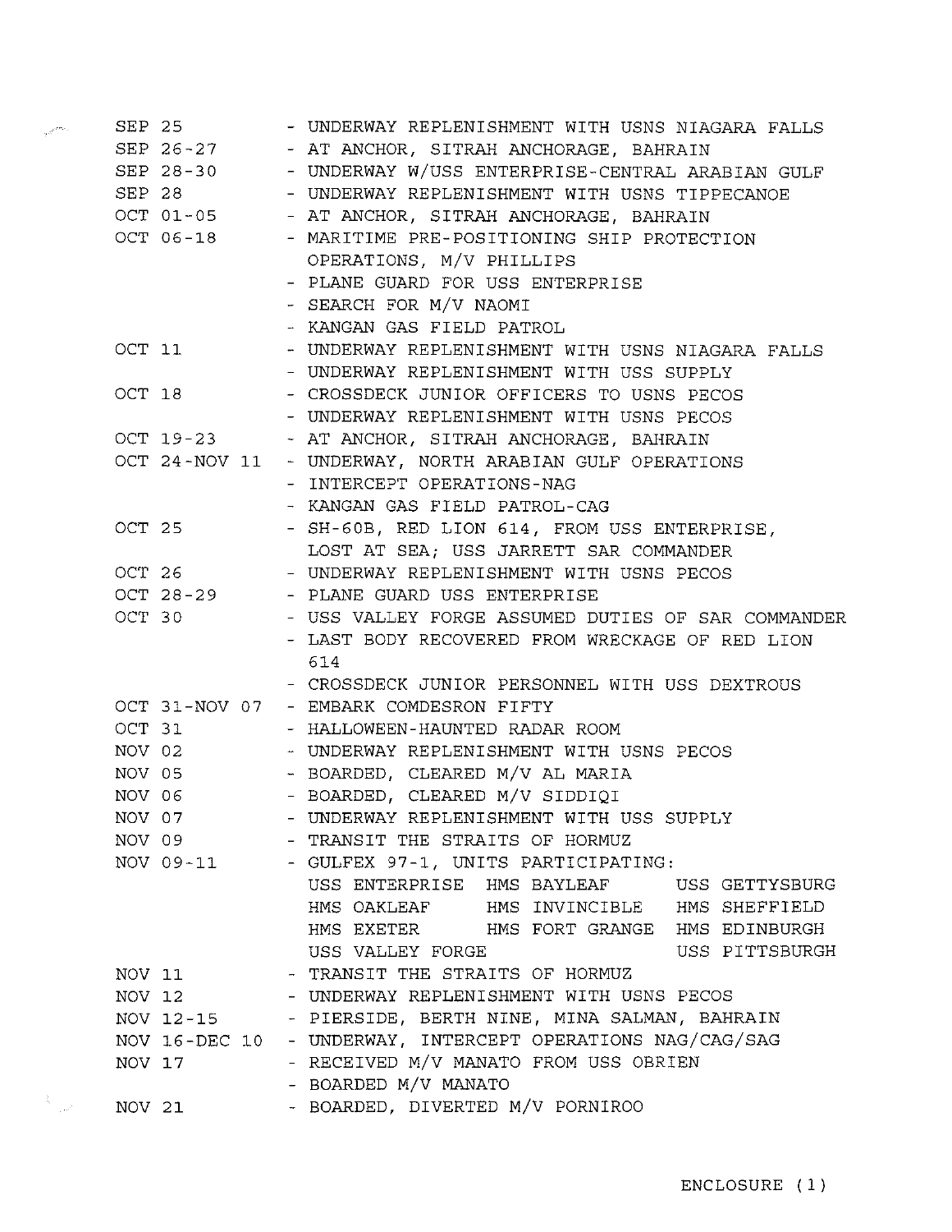| | |
|---|---|
| SEP 25 | - UNDERWAY REPLENISHMENT WITH USNS NIAGARA FALLS |
| SEP 26-27 | - AT ANCHOR, SITRAH ANCHORAGE, BAHRAIN |
| SEP 28-30 | - UNDERWAY W/USS ENTERPRISE-CENTRAL ARABIAN GULF |
| SEP 28 | - UNDERWAY REPLENISHMENT WITH USNS TIPPECANOE |
| OCT 01-05 | - AT ANCHOR, SITRAH ANCHORAGE, BAHRAIN |
| OCT 06-18 | - MARITIME PRE-POSITIONING SHIP PROTECTION OPERATIONS, M/V PHILLIPS |
| | - PLANE GUARD FOR USS ENTERPRISE |
| | - SEARCH FOR M/V NAOMI |
| | - KANGAN GAS FIELD PATROL |
| OCT 11 | - UNDERWAY REPLENISHMENT WITH USNS NIAGARA FALLS |
| | - UNDERWAY REPLENISHMENT WITH USS SUPPLY |
| OCT 18 | - CROSSDECK JUNIOR OFFICERS TO USNS PECOS |
| | - UNDERWAY REPLENISHMENT WITH USNS PECOS |
| OCT 19-23 | - AT ANCHOR, SITRAH ANCHORAGE, BAHRAIN |
| OCT 24-NOV 11 | - UNDERWAY, NORTH ARABIAN GULF OPERATIONS |
| | - INTERCEPT OPERATIONS-NAG |
| | - KANGAN GAS FIELD PATROL-CAG |
| OCT 25 | - SH-60B, RED LION 614, FROM USS ENTERPRISE, LOST AT SEA; USS JARRETT SAR COMMANDER |
| OCT 26 | - UNDERWAY REPLENISHMENT WITH USNS PECOS |
| OCT 28-29 | - PLANE GUARD USS ENTERPRISE |
| OCT 30 | - USS VALLEY FORGE ASSUMED DUTIES OF SAR COMMANDER |
| | - LAST BODY RECOVERED FROM WRECKAGE OF RED LION 614 |
| | - CROSSDECK JUNIOR PERSONNEL WITH USS DEXTROUS |
| OCT 31-NOV 07 | - EMBARK COMDESRON FIFTY |
| OCT 31 | - HALLOWEEN-HAUNTED RADAR ROOM |
| NOV 02 | - UNDERWAY REPLENISHMENT WITH USNS PECOS |
| NOV 05 | - BOARDED, CLEARED M/V AL MARIA |
| NOV 06 | - BOARDED, CLEARED M/V SIDDIQI |
| NOV 07 | - UNDERWAY REPLENISHMENT WITH USS SUPPLY |
| NOV 09 | - TRANSIT THE STRAITS OF HORMUZ |
| NOV 09-11 | - GULFEX 97-1, UNITS PARTICIPATING: USS ENTERPRISE, HMS BAYLEAF, USS GETTYSBURG, HMS OAKLEAF, HMS INVINCIBLE, HMS SHEFFIELD, HMS EXETER, HMS FORT GRANGE, HMS EDINBURGH, USS VALLEY FORGE, USS PITTSBURGH |
| NOV 11 | - TRANSIT THE STRAITS OF HORMUZ |
| NOV 12 | - UNDERWAY REPLENISHMENT WITH USNS PECOS |
| NOV 12-15 | - PIERSIDE, BERTH NINE, MINA SALMAN, BAHRAIN |
| NOV 16-DEC 10 | - UNDERWAY, INTERCEPT OPERATIONS NAG/CAG/SAG |
| NOV 17 | - RECEIVED M/V MANATO FROM USS OBRIEN |
| | - BOARDED M/V MANATO |
| NOV 21 | - BOARDED, DIVERTED M/V PORNIROO |

ENCLOSURE (1)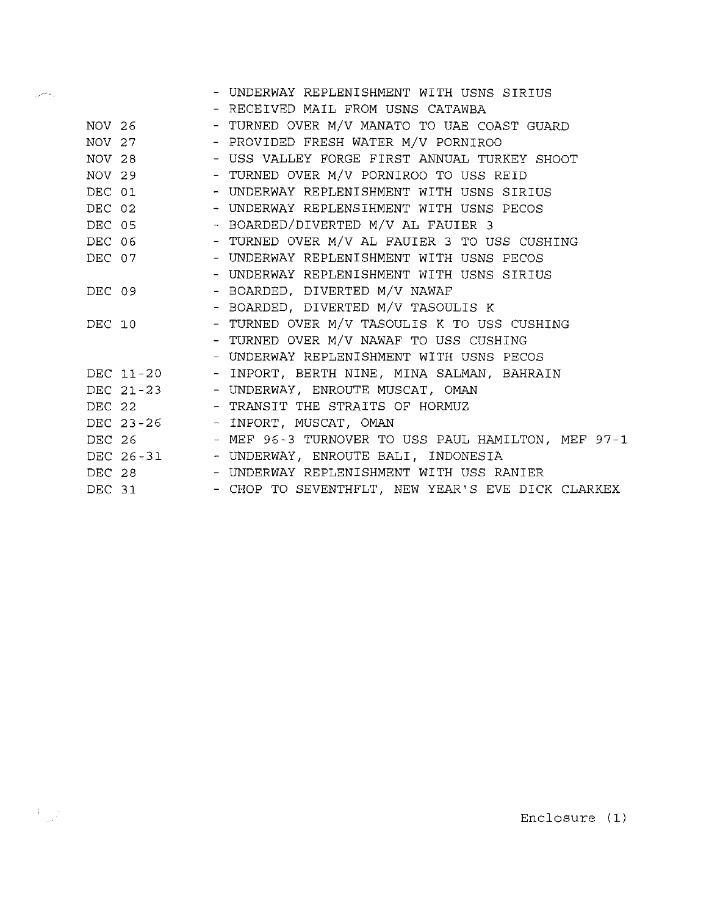| | |
|---|---|
| | - UNDERWAY REPLENISHMENT WITH USNS SIRIUS |
| | - RECEIVED MAIL FROM USNS CATAWBA |
| NOV 26 | - TURNED OVER M/V MANATO TO UAE COAST GUARD |
| NOV 27 | - PROVIDED FRESH WATER M/V PORNIROO |
| NOV 28 | - USS VALLEY FORGE FIRST ANNUAL TURKEY SHOOT |
| NOV 29 | - TURNED OVER M/V PORNIROO TO USS REID |
| DEC 01 | - UNDERWAY REPLENISHMENT WITH USNS SIRIUS |
| DEC 02 | - UNDERWAY REPLENSIHMENT WITH USNS PECOS |
| DEC 05 | - BOARDED/DIVERTED M/V AL FAUIER 3 |
| DEC 06 | - TURNED OVER M/V AL FAUIER 3 TO USS CUSHING |
| DEC 07 | - UNDERWAY REPLENISHMENT WITH USNS PECOS |
| | - UNDERWAY REPLENISHMENT WITH USNS SIRIUS |
| DEC 09 | - BOARDED, DIVERTED M/V NAWAF |
| | - BOARDED, DIVERTED M/V TASOULIS K |
| DEC 10 | - TURNED OVER M/V TASOULIS K TO USS CUSHING |
| | - TURNED OVER M/V NAWAF TO USS CUSHING |
| | - UNDERWAY REPLENISHMENT WITH USNS PECOS |
| DEC 11-20 | - INPORT, BERTH NINE, MINA SALMAN, BAHRAIN |
| DEC 21-23 | - UNDERWAY, ENROUTE MUSCAT, OMAN |
| DEC 22 | - TRANSIT THE STRAITS OF HORMUZ |
| DEC 23-26 | - INPORT, MUSCAT, OMAN |
| DEC 26 | - MEF 96-3 TURNOVER TO USS PAUL HAMILTON, MEF 97-1 |
| DEC 26-31 | - UNDERWAY, ENROUTE BALI, INDONESIA |
| DEC 28 | - UNDERWAY REPLENISHMENT WITH USS RANIER |
| DEC 31 | - CHOP TO SEVENTHFLT, NEW YEAR'S EVE DICK CLARKEX |

Enclosure (1)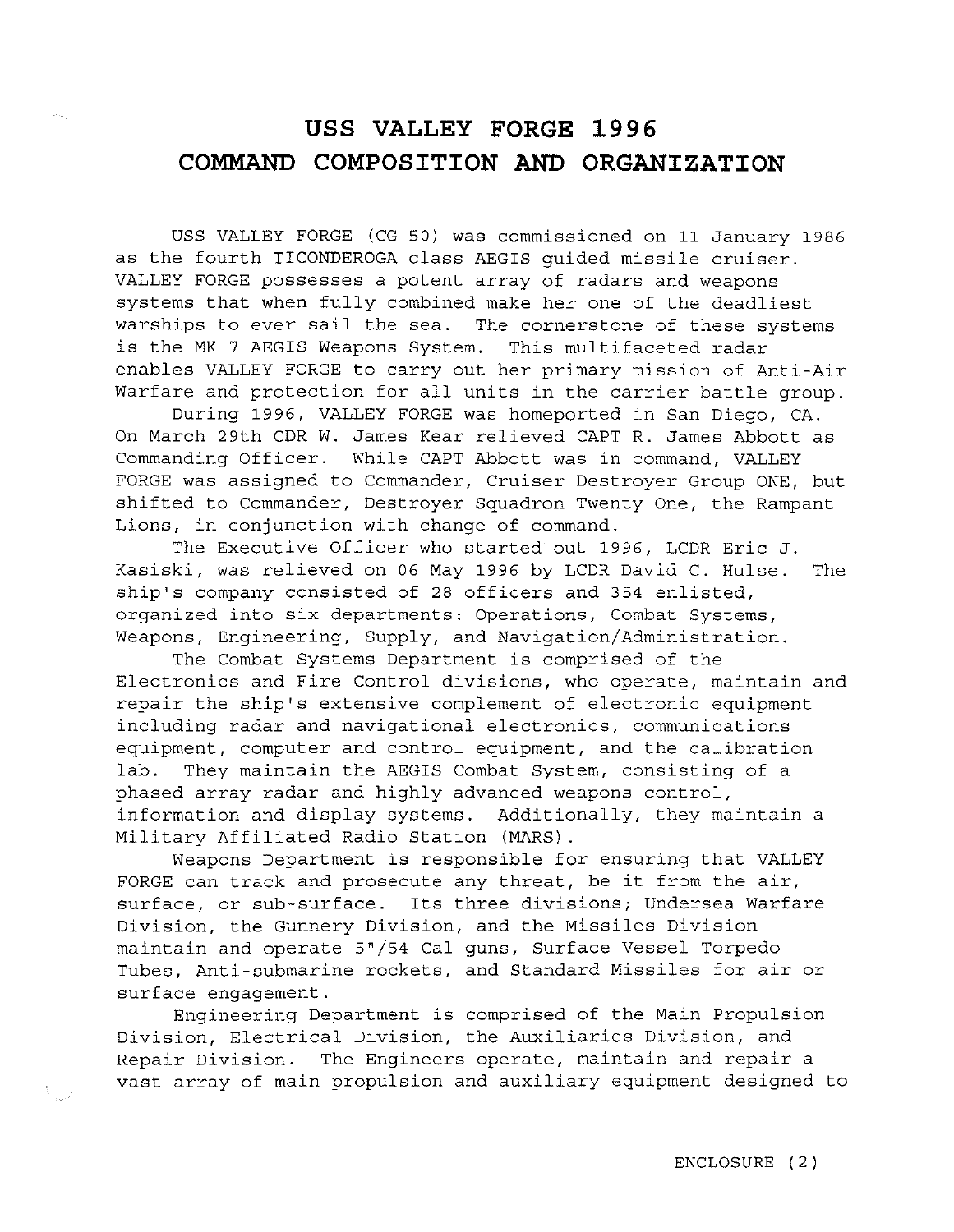# USS VALLEY FORGE 1996
# COMMAND COMPOSITION AND ORGANIZATION

USS VALLEY FORGE (CG 50) was commissioned on 11 January 1986 as the fourth TICONDEROGA class AEGIS guided missile cruiser. VALLEY FORGE possesses a potent array of radars and weapons systems that when fully combined make her one of the deadliest warships to ever sail the sea. The cornerstone of these systems is the MK 7 AEGIS Weapons System. This multifaceted radar enables VALLEY FORGE to carry out her primary mission of Anti-Air Warfare and protection for all units in the carrier battle group.

During 1996, VALLEY FORGE was homeported in San Diego, CA. On March 29th CDR W. James Kear relieved CAPT R. James Abbott as Commanding Officer. While CAPT Abbott was in command, VALLEY FORGE was assigned to Commander, Cruiser Destroyer Group ONE, but shifted to Commander, Destroyer Squadron Twenty One, the Rampant Lions, in conjunction with change of command.

The Executive Officer who started out 1996, LCDR Eric J. Kasiski, was relieved on 06 May 1996 by LCDR David C. Hulse. The ship's company consisted of 28 officers and 354 enlisted, organized into six departments: Operations, Combat Systems, Weapons, Engineering, Supply, and Navigation/Administration.

The Combat Systems Department is comprised of the Electronics and Fire Control divisions, who operate, maintain and repair the ship's extensive complement of electronic equipment including radar and navigational electronics, communications equipment, computer and control equipment, and the calibration lab. They maintain the AEGIS Combat System, consisting of a phased array radar and highly advanced weapons control, information and display systems. Additionally, they maintain a Military Affiliated Radio Station (MARS).

Weapons Department is responsible for ensuring that VALLEY FORGE can track and prosecute any threat, be it from the air, surface, or sub-surface. Its three divisions; Undersea Warfare Division, the Gunnery Division, and the Missiles Division maintain and operate 5"/54 Cal guns, Surface Vessel Torpedo Tubes, Anti-submarine rockets, and Standard Missiles for air or surface engagement.

Engineering Department is comprised of the Main Propulsion Division, Electrical Division, the Auxiliaries Division, and Repair Division. The Engineers operate, maintain and repair a vast array of main propulsion and auxiliary equipment designed to

ENCLOSURE (2)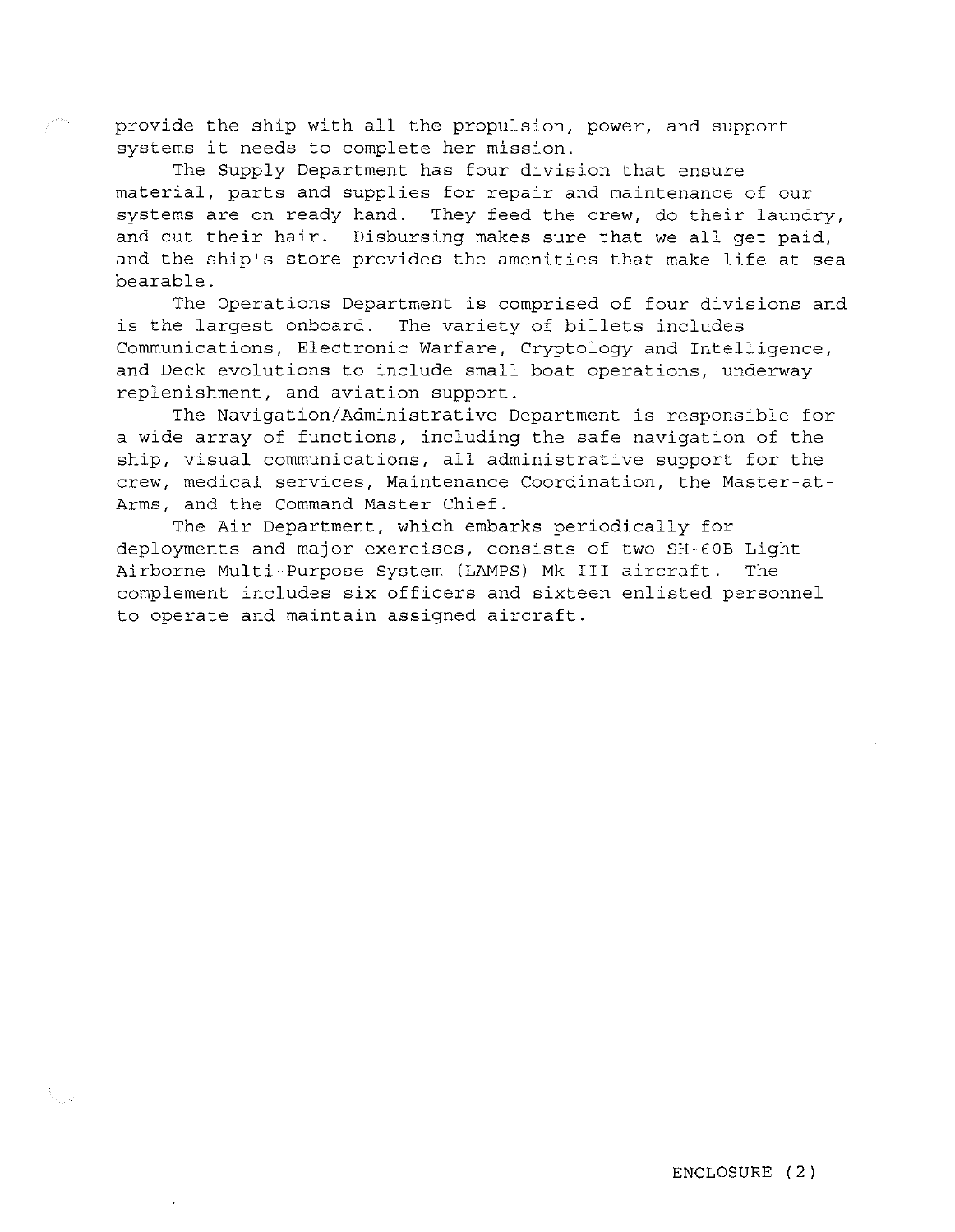provide the ship with all the propulsion, power, and support systems it needs to complete her mission.

The Supply Department has four division that ensure material, parts and supplies for repair and maintenance of our systems are on ready hand. They feed the crew, do their laundry, and cut their hair. Disbursing makes sure that we all get paid, and the ship's store provides the amenities that make life at sea bearable.

The Operations Department is comprised of four divisions and is the largest onboard. The variety of billets includes Communications, Electronic Warfare, Cryptology and Intelligence, and Deck evolutions to include small boat operations, underway replenishment, and aviation support.

The Navigation/Administrative Department is responsible for a wide array of functions, including the safe navigation of the ship, visual communications, all administrative support for the crew, medical services, Maintenance Coordination, the Master-at-Arms, and the Command Master Chief.

The Air Department, which embarks periodically for deployments and major exercises, consists of two SH-60B Light Airborne Multi-Purpose System (LAMPS) Mk III aircraft. The complement includes six officers and sixteen enlisted personnel to operate and maintain assigned aircraft.

ENCLOSURE (2)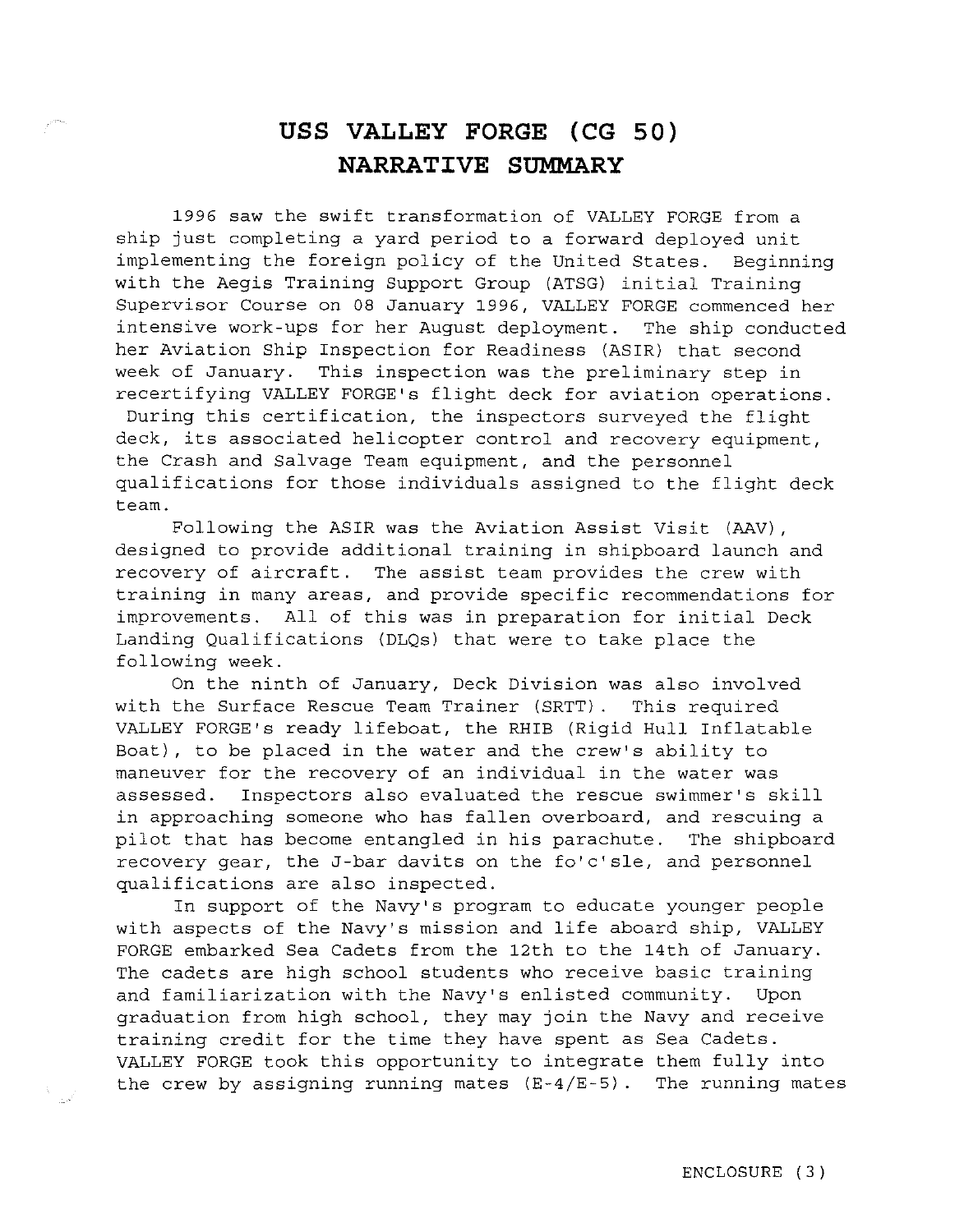# USS VALLEY FORGE (CG 50)
# NARRATIVE SUMMARY

1996 saw the swift transformation of VALLEY FORGE from a ship just completing a yard period to a forward deployed unit implementing the foreign policy of the United States. Beginning with the Aegis Training Support Group (ATSG) initial Training Supervisor Course on 08 January 1996, VALLEY FORGE commenced her intensive work-ups for her August deployment. The ship conducted her Aviation Ship Inspection for Readiness (ASIR) that second week of January. This inspection was the preliminary step in recertifying VALLEY FORGE's flight deck for aviation operations. During this certification, the inspectors surveyed the flight deck, its associated helicopter control and recovery equipment, the Crash and Salvage Team equipment, and the personnel qualifications for those individuals assigned to the flight deck team.

Following the ASIR was the Aviation Assist Visit (AAV), designed to provide additional training in shipboard launch and recovery of aircraft. The assist team provides the crew with training in many areas, and provide specific recommendations for improvements. All of this was in preparation for initial Deck Landing Qualifications (DLQs) that were to take place the following week.

On the ninth of January, Deck Division was also involved with the Surface Rescue Team Trainer (SRTT). This required VALLEY FORGE's ready lifeboat, the RHIB (Rigid Hull Inflatable Boat), to be placed in the water and the crew's ability to maneuver for the recovery of an individual in the water was assessed. Inspectors also evaluated the rescue swimmer's skill in approaching someone who has fallen overboard, and rescuing a pilot that has become entangled in his parachute. The shipboard recovery gear, the J-bar davits on the fo'c'sle, and personnel qualifications are also inspected.

In support of the Navy's program to educate younger people with aspects of the Navy's mission and life aboard ship, VALLEY FORGE embarked Sea Cadets from the 12th to the 14th of January. The cadets are high school students who receive basic training and familiarization with the Navy's enlisted community. Upon graduation from high school, they may join the Navy and receive training credit for the time they have spent as Sea Cadets. VALLEY FORGE took this opportunity to integrate them fully into the crew by assigning running mates (E-4/E-5). The running mates

ENCLOSURE (3)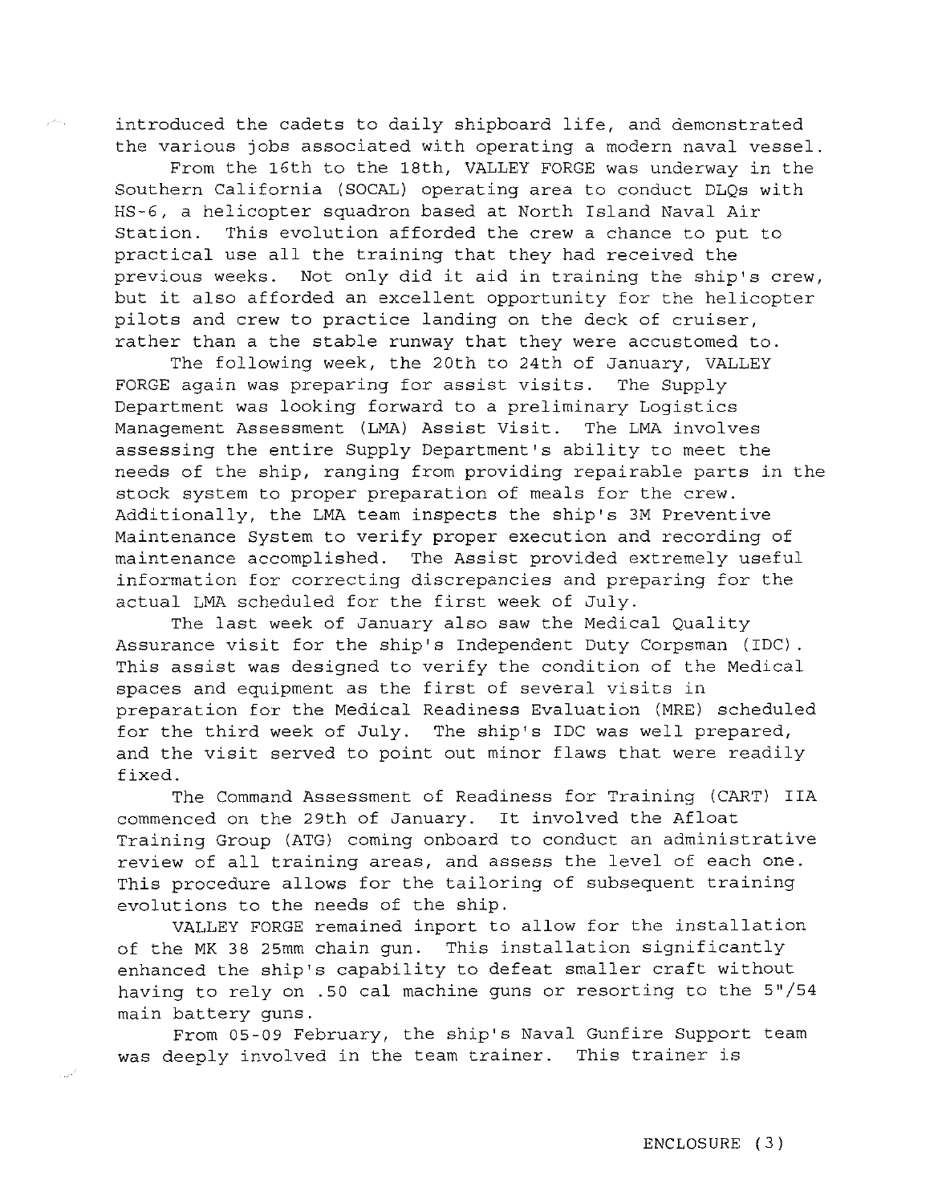introduced the cadets to daily shipboard life, and demonstrated the various jobs associated with operating a modern naval vessel.

From the 16th to the 18th, VALLEY FORGE was underway in the Southern California (SOCAL) operating area to conduct DLQs with HS-6, a helicopter squadron based at North Island Naval Air Station. This evolution afforded the crew a chance to put to practical use all the training that they had received the previous weeks. Not only did it aid in training the ship's crew, but it also afforded an excellent opportunity for the helicopter pilots and crew to practice landing on the deck of cruiser, rather than a the stable runway that they were accustomed to.

The following week, the 20th to 24th of January, VALLEY FORGE again was preparing for assist visits. The Supply Department was looking forward to a preliminary Logistics Management Assessment (LMA) Assist Visit. The LMA involves assessing the entire Supply Department's ability to meet the needs of the ship, ranging from providing repairable parts in the stock system to proper preparation of meals for the crew. Additionally, the LMA team inspects the ship's 3M Preventive Maintenance System to verify proper execution and recording of maintenance accomplished. The Assist provided extremely useful information for correcting discrepancies and preparing for the actual LMA scheduled for the first week of July.

The last week of January also saw the Medical Quality Assurance visit for the ship's Independent Duty Corpsman (IDC). This assist was designed to verify the condition of the Medical spaces and equipment as the first of several visits in preparation for the Medical Readiness Evaluation (MRE) scheduled for the third week of July. The ship's IDC was well prepared, and the visit served to point out minor flaws that were readily fixed.

The Command Assessment of Readiness for Training (CART) IIA commenced on the 29th of January. It involved the Afloat Training Group (ATG) coming onboard to conduct an administrative review of all training areas, and assess the level of each one. This procedure allows for the tailoring of subsequent training evolutions to the needs of the ship.

VALLEY FORGE remained inport to allow for the installation of the MK 38 25mm chain gun. This installation significantly enhanced the ship's capability to defeat smaller craft without having to rely on .50 cal machine guns or resorting to the 5"/54 main battery guns.

From 05-09 February, the ship's Naval Gunfire Support team was deeply involved in the team trainer. This trainer is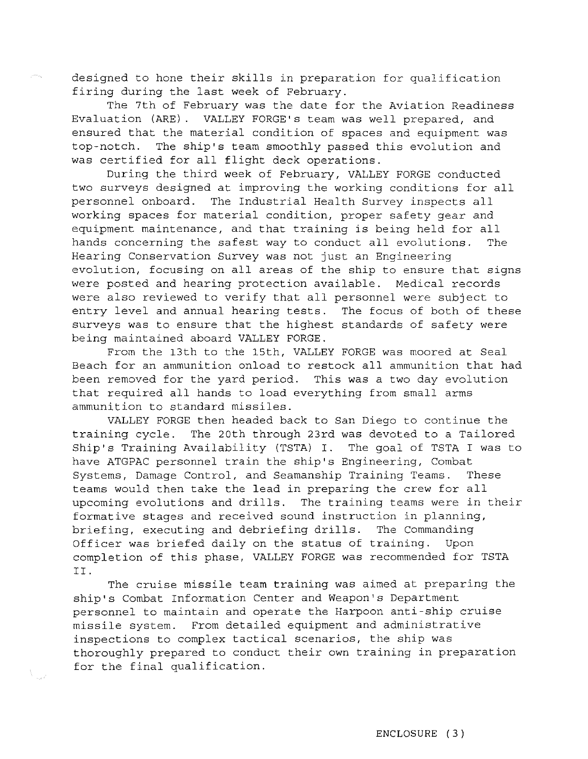designed to hone their skills in preparation for qualification firing during the last week of February.

The 7th of February was the date for the Aviation Readiness Evaluation (ARE). VALLEY FORGE's team was well prepared, and ensured that the material condition of spaces and equipment was top-notch. The ship's team smoothly passed this evolution and was certified for all flight deck operations.

During the third week of February, VALLEY FORGE conducted two surveys designed at improving the working conditions for all personnel onboard. The Industrial Health Survey inspects all working spaces for material condition, proper safety gear and equipment maintenance, and that training is being held for all hands concerning the safest way to conduct all evolutions. The Hearing Conservation Survey was not just an Engineering evolution, focusing on all areas of the ship to ensure that signs were posted and hearing protection available. Medical records were also reviewed to verify that all personnel were subject to entry level and annual hearing tests. The focus of both of these surveys was to ensure that the highest standards of safety were being maintained aboard VALLEY FORGE.

From the 13th to the 15th, VALLEY FORGE was moored at Seal Beach for an ammunition onload to restock all ammunition that had been removed for the yard period. This was a two day evolution that required all hands to load everything from small arms ammunition to standard missiles.

VALLEY FORGE then headed back to San Diego to continue the training cycle. The 20th through 23rd was devoted to a Tailored Ship's Training Availability (TSTA) I. The goal of TSTA I was to have ATGPAC personnel train the ship's Engineering, Combat Systems, Damage Control, and Seamanship Training Teams. These teams would then take the lead in preparing the crew for all upcoming evolutions and drills. The training teams were in their formative stages and received sound instruction in planning, briefing, executing and debriefing drills. The Commanding Officer was briefed daily on the status of training. Upon completion of this phase, VALLEY FORGE was recommended for TSTA II.

The cruise missile team training was aimed at preparing the ship's Combat Information Center and Weapon's Department personnel to maintain and operate the Harpoon anti-ship cruise missile system. From detailed equipment and administrative inspections to complex tactical scenarios, the ship was thoroughly prepared to conduct their own training in preparation for the final qualification.

ENCLOSURE (3)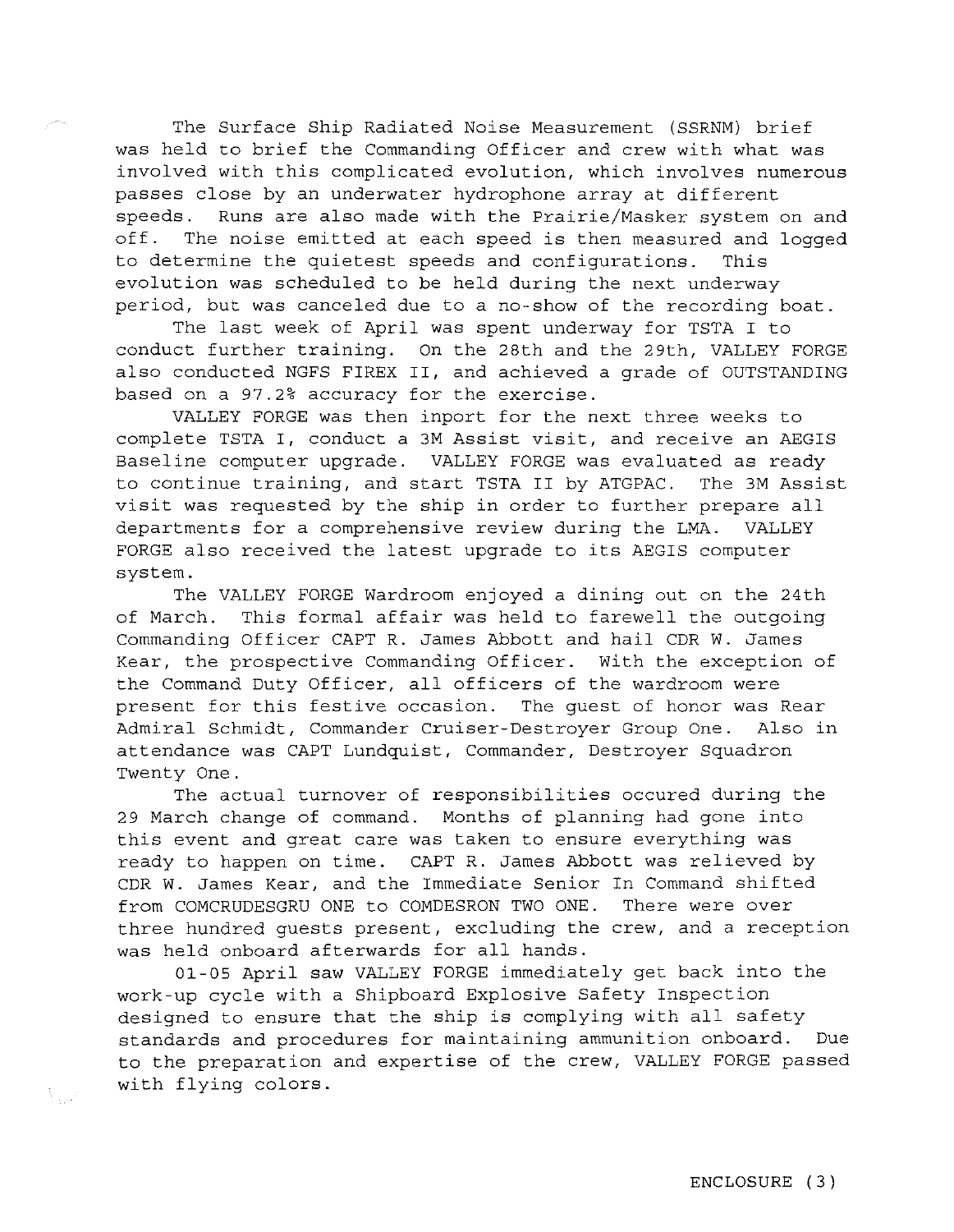The Surface Ship Radiated Noise Measurement (SSRNM) brief was held to brief the Commanding Officer and crew with what was involved with this complicated evolution, which involves numerous passes close by an underwater hydrophone array at different speeds. Runs are also made with the Prairie/Masker system on and off. The noise emitted at each speed is then measured and logged to determine the quietest speeds and configurations. This evolution was scheduled to be held during the next underway period, but was canceled due to a no-show of the recording boat.

The last week of April was spent underway for TSTA I to conduct further training. On the 28th and the 29th, VALLEY FORGE also conducted NGFS FIREX II, and achieved a grade of OUTSTANDING based on a 97.2% accuracy for the exercise.

VALLEY FORGE was then inport for the next three weeks to complete TSTA I, conduct a 3M Assist visit, and receive an AEGIS Baseline computer upgrade. VALLEY FORGE was evaluated as ready to continue training, and start TSTA II by ATGPAC. The 3M Assist visit was requested by the ship in order to further prepare all departments for a comprehensive review during the LMA. VALLEY FORGE also received the latest upgrade to its AEGIS computer system.

The VALLEY FORGE Wardroom enjoyed a dining out on the 24th of March. This formal affair was held to farewell the outgoing Commanding Officer CAPT R. James Abbott and hail CDR W. James Kear, the prospective Commanding Officer. With the exception of the Command Duty Officer, all officers of the wardroom were present for this festive occasion. The guest of honor was Rear Admiral Schmidt, Commander Cruiser-Destroyer Group One. Also in attendance was CAPT Lundquist, Commander, Destroyer Squadron Twenty One.

The actual turnover of responsibilities occured during the 29 March change of command. Months of planning had gone into this event and great care was taken to ensure everything was ready to happen on time. CAPT R. James Abbott was relieved by CDR W. James Kear, and the Immediate Senior In Command shifted from COMCRUDESGRU ONE to COMDESRON TWO ONE. There were over three hundred guests present, excluding the crew, and a reception was held onboard afterwards for all hands.

01-05 April saw VALLEY FORGE immediately get back into the work-up cycle with a Shipboard Explosive Safety Inspection designed to ensure that the ship is complying with all safety standards and procedures for maintaining ammunition onboard. Due to the preparation and expertise of the crew, VALLEY FORGE passed with flying colors.

ENCLOSURE (3)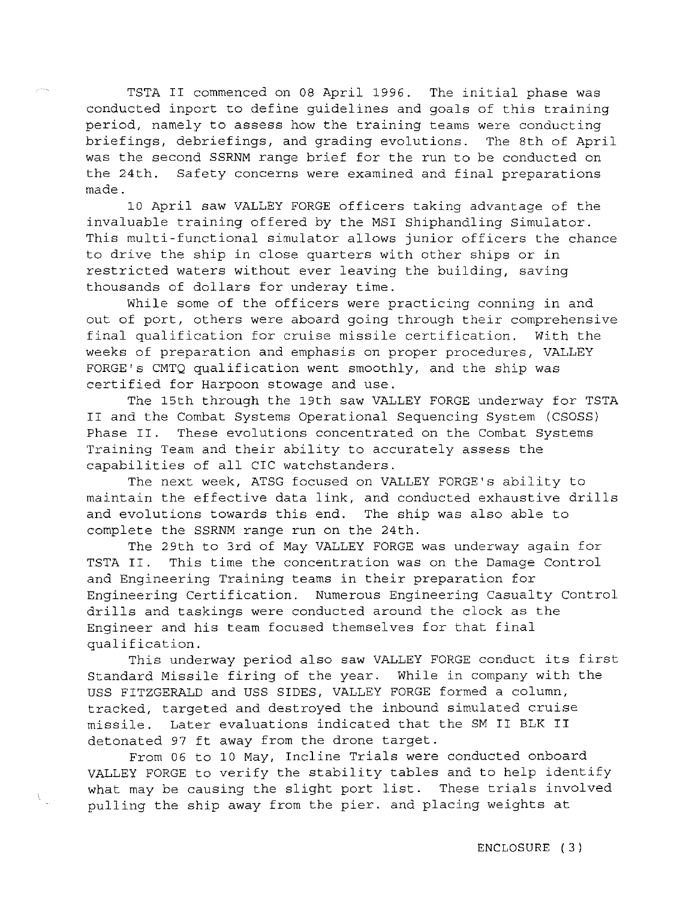TSTA II commenced on 08 April 1996. The initial phase was conducted inport to define guidelines and goals of this training period, namely to assess how the training teams were conducting briefings, debriefings, and grading evolutions. The 8th of April was the second SSRNM range brief for the run to be conducted on the 24th. Safety concerns were examined and final preparations made.

10 April saw VALLEY FORGE officers taking advantage of the invaluable training offered by the MSI Shiphandling Simulator. This multi-functional simulator allows junior officers the chance to drive the ship in close quarters with other ships or in restricted waters without ever leaving the building, saving thousands of dollars for underay time.

While some of the officers were practicing conning in and out of port, others were aboard going through their comprehensive final qualification for cruise missile certification. With the weeks of preparation and emphasis on proper procedures, VALLEY FORGE's CMTQ qualification went smoothly, and the ship was certified for Harpoon stowage and use.

The 15th through the 19th saw VALLEY FORGE underway for TSTA II and the Combat Systems Operational Sequencing System (CSOSS) Phase II. These evolutions concentrated on the Combat Systems Training Team and their ability to accurately assess the capabilities of all CIC watchstanders.

The next week, ATSG focused on VALLEY FORGE's ability to maintain the effective data link, and conducted exhaustive drills and evolutions towards this end. The ship was also able to complete the SSRNM range run on the 24th.

The 29th to 3rd of May VALLEY FORGE was underway again for TSTA II. This time the concentration was on the Damage Control and Engineering Training teams in their preparation for Engineering Certification. Numerous Engineering Casualty Control drills and taskings were conducted around the clock as the Engineer and his team focused themselves for that final qualification.

This underway period also saw VALLEY FORGE conduct its first Standard Missile firing of the year. While in company with the USS FITZGERALD and USS SIDES, VALLEY FORGE formed a column, tracked, targeted and destroyed the inbound simulated cruise missile. Later evaluations indicated that the SM II BLK II detonated 97 ft away from the drone target.

From 06 to 10 May, Incline Trials were conducted onboard VALLEY FORGE to verify the stability tables and to help identify what may be causing the slight port list. These trials involved pulling the ship away from the pier. and placing weights at

ENCLOSURE (3)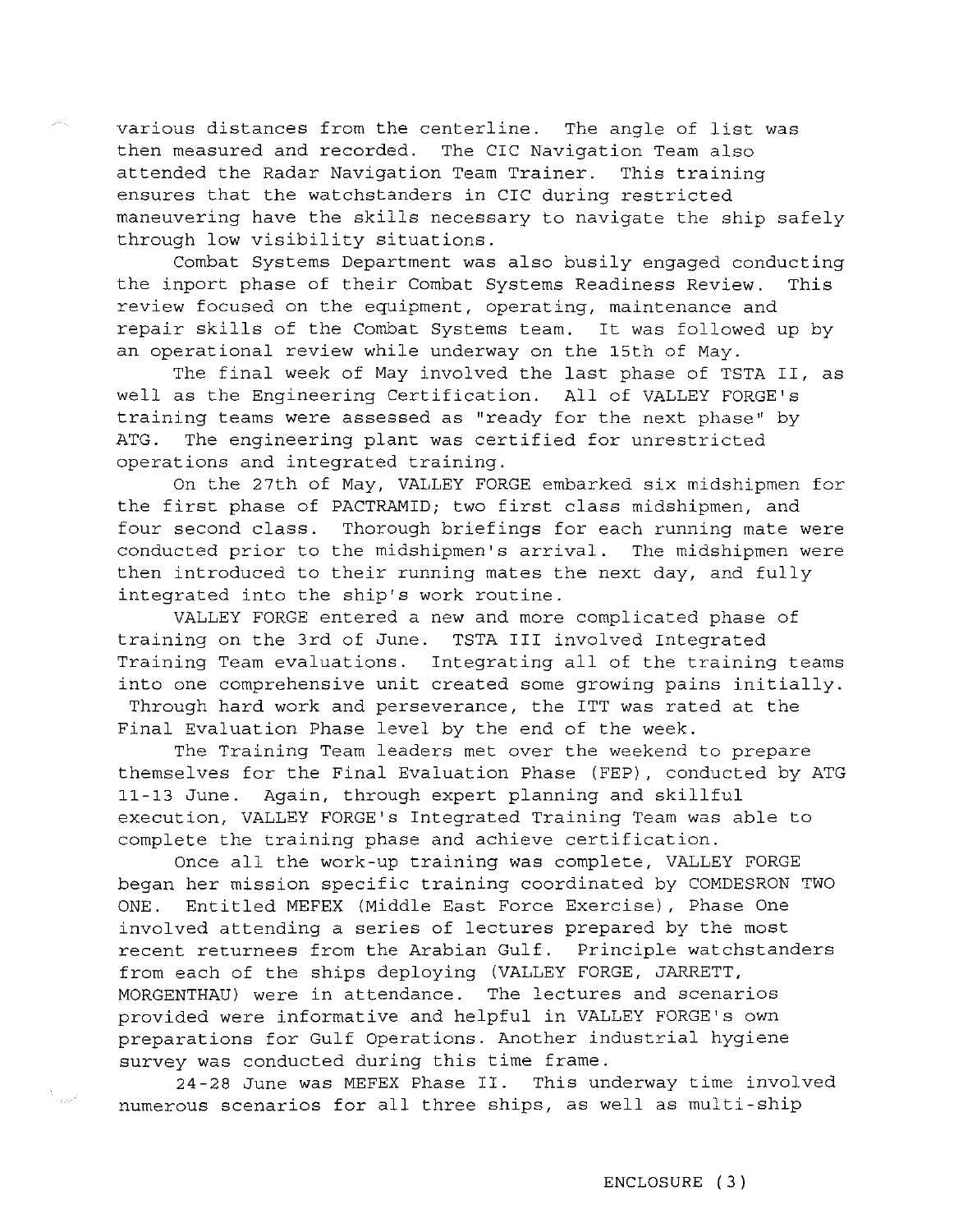various distances from the centerline. The angle of list was then measured and recorded. The CIC Navigation Team also attended the Radar Navigation Team Trainer. This training ensures that the watchstanders in CIC during restricted maneuvering have the skills necessary to navigate the ship safely through low visibility situations.

Combat Systems Department was also busily engaged conducting the inport phase of their Combat Systems Readiness Review. This review focused on the equipment, operating, maintenance and repair skills of the Combat Systems team. It was followed up by an operational review while underway on the 15th of May.

The final week of May involved the last phase of TSTA II, as well as the Engineering Certification. All of VALLEY FORGE's training teams were assessed as "ready for the next phase" by ATG. The engineering plant was certified for unrestricted operations and integrated training.

On the 27th of May, VALLEY FORGE embarked six midshipmen for the first phase of PACTRAMID; two first class midshipmen, and four second class. Thorough briefings for each running mate were conducted prior to the midshipmen's arrival. The midshipmen were then introduced to their running mates the next day, and fully integrated into the ship's work routine.

VALLEY FORGE entered a new and more complicated phase of training on the 3rd of June. TSTA III involved Integrated Training Team evaluations. Integrating all of the training teams into one comprehensive unit created some growing pains initially. Through hard work and perseverance, the ITT was rated at the Final Evaluation Phase level by the end of the week.

The Training Team leaders met over the weekend to prepare themselves for the Final Evaluation Phase (FEP), conducted by ATG 11-13 June. Again, through expert planning and skillful execution, VALLEY FORGE's Integrated Training Team was able to complete the training phase and achieve certification.

Once all the work-up training was complete, VALLEY FORGE began her mission specific training coordinated by COMDESRON TWO ONE. Entitled MEFEX (Middle East Force Exercise), Phase One involved attending a series of lectures prepared by the most recent returnees from the Arabian Gulf. Principle watchstanders from each of the ships deploying (VALLEY FORGE, JARRETT, MORGENTHAU) were in attendance. The lectures and scenarios provided were informative and helpful in VALLEY FORGE's own preparations for Gulf Operations. Another industrial hygiene survey was conducted during this time frame.

24-28 June was MEFEX Phase II. This underway time involved numerous scenarios for all three ships, as well as multi-ship

ENCLOSURE (3)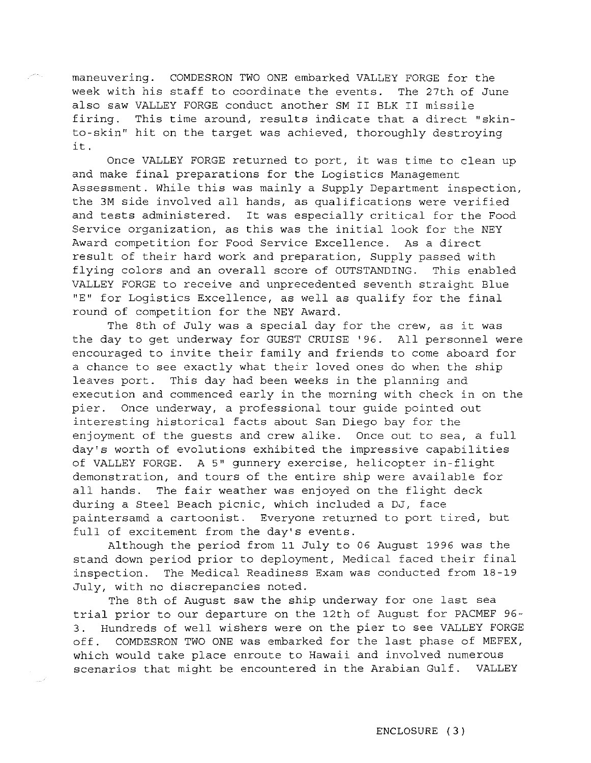maneuvering. COMDESRON TWO ONE embarked VALLEY FORGE for the week with his staff to coordinate the events. The 27th of June also saw VALLEY FORGE conduct another SM II BLK II missile firing. This time around, results indicate that a direct "skin-to-skin" hit on the target was achieved, thoroughly destroying it.

Once VALLEY FORGE returned to port, it was time to clean up and make final preparations for the Logistics Management Assessment. While this was mainly a Supply Department inspection, the 3M side involved all hands, as qualifications were verified and tests administered. It was especially critical for the Food Service organization, as this was the initial look for the NEY Award competition for Food Service Excellence. As a direct result of their hard work and preparation, Supply passed with flying colors and an overall score of OUTSTANDING. This enabled VALLEY FORGE to receive and unprecedented seventh straight Blue "E" for Logistics Excellence, as well as qualify for the final round of competition for the NEY Award.

The 8th of July was a special day for the crew, as it was the day to get underway for GUEST CRUISE '96. All personnel were encouraged to invite their family and friends to come aboard for a chance to see exactly what their loved ones do when the ship leaves port. This day had been weeks in the planning and execution and commenced early in the morning with check in on the pier. Once underway, a professional tour guide pointed out interesting historical facts about San Diego bay for the enjoyment of the guests and crew alike. Once out to sea, a full day's worth of evolutions exhibited the impressive capabilities of VALLEY FORGE. A 5" gunnery exercise, helicopter in-flight demonstration, and tours of the entire ship were available for all hands. The fair weather was enjoyed on the flight deck during a Steel Beach picnic, which included a DJ, face paintersamd a cartoonist. Everyone returned to port tired, but full of excitement from the day's events.

Although the period from 11 July to 06 August 1996 was the stand down period prior to deployment, Medical faced their final inspection. The Medical Readiness Exam was conducted from 18-19 July, with no discrepancies noted.

The 8th of August saw the ship underway for one last sea trial prior to our departure on the 12th of August for PACMEF 96-3. Hundreds of well wishers were on the pier to see VALLEY FORGE off. COMDESRON TWO ONE was embarked for the last phase of MEFEX, which would take place enroute to Hawaii and involved numerous scenarios that might be encountered in the Arabian Gulf. VALLEY

ENCLOSURE (3)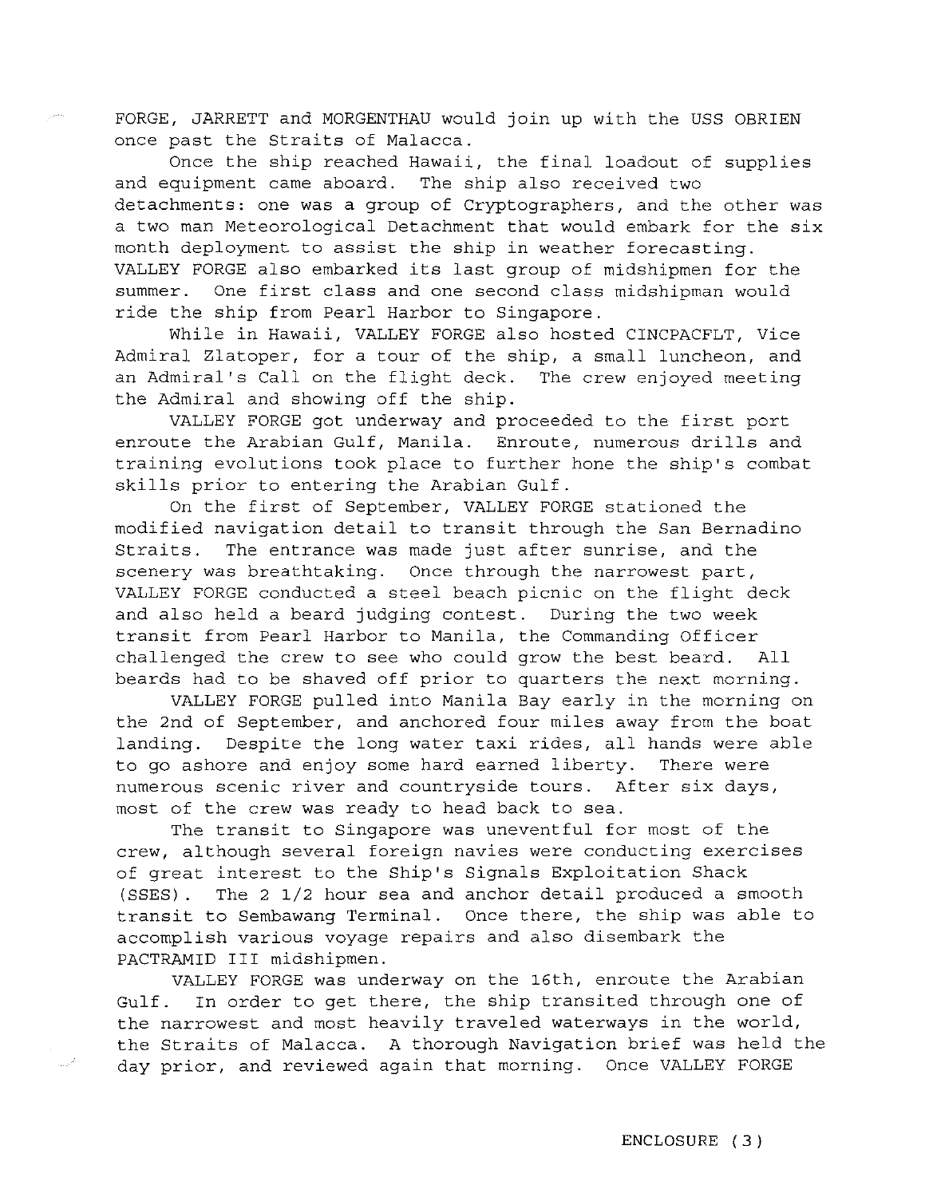FORGE, JARRETT and MORGENTHAU would join up with the USS OBRIEN once past the Straits of Malacca.

Once the ship reached Hawaii, the final loadout of supplies and equipment came aboard. The ship also received two detachments: one was a group of Cryptographers, and the other was a two man Meteorological Detachment that would embark for the six month deployment to assist the ship in weather forecasting. VALLEY FORGE also embarked its last group of midshipmen for the summer. One first class and one second class midshipman would ride the ship from Pearl Harbor to Singapore.

While in Hawaii, VALLEY FORGE also hosted CINCPACFLT, Vice Admiral Zlatoper, for a tour of the ship, a small luncheon, and an Admiral's Call on the flight deck. The crew enjoyed meeting the Admiral and showing off the ship.

VALLEY FORGE got underway and proceeded to the first port enroute the Arabian Gulf, Manila. Enroute, numerous drills and training evolutions took place to further hone the ship's combat skills prior to entering the Arabian Gulf.

On the first of September, VALLEY FORGE stationed the modified navigation detail to transit through the San Bernadino Straits. The entrance was made just after sunrise, and the scenery was breathtaking. Once through the narrowest part, VALLEY FORGE conducted a steel beach picnic on the flight deck and also held a beard judging contest. During the two week transit from Pearl Harbor to Manila, the Commanding Officer challenged the crew to see who could grow the best beard. All beards had to be shaved off prior to quarters the next morning.

VALLEY FORGE pulled into Manila Bay early in the morning on the 2nd of September, and anchored four miles away from the boat landing. Despite the long water taxi rides, all hands were able to go ashore and enjoy some hard earned liberty. There were numerous scenic river and countryside tours. After six days, most of the crew was ready to head back to sea.

The transit to Singapore was uneventful for most of the crew, although several foreign navies were conducting exercises of great interest to the Ship's Signals Exploitation Shack (SSES). The 2 1/2 hour sea and anchor detail produced a smooth transit to Sembawang Terminal. Once there, the ship was able to accomplish various voyage repairs and also disembark the PACTRAMID III midshipmen.

VALLEY FORGE was underway on the 16th, enroute the Arabian Gulf. In order to get there, the ship transited through one of the narrowest and most heavily traveled waterways in the world, the Straits of Malacca. A thorough Navigation brief was held the day prior, and reviewed again that morning. Once VALLEY FORGE

ENCLOSURE (3)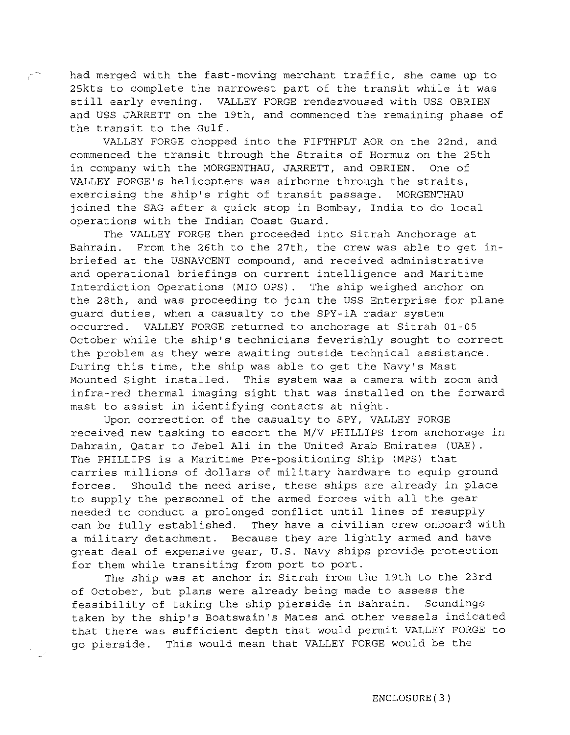had merged with the fast-moving merchant traffic, she came up to 25kts to complete the narrowest part of the transit while it was still early evening. VALLEY FORGE rendezvoused with USS OBRIEN and USS JARRETT on the 19th, and commenced the remaining phase of the transit to the Gulf.

VALLEY FORGE chopped into the FIFTHFLT AOR on the 22nd, and commenced the transit through the Straits of Hormuz on the 25th in company with the MORGENTHAU, JARRETT, and OBRIEN. One of VALLEY FORGE's helicopters was airborne through the straits, exercising the ship's right of transit passage. MORGENTHAU joined the SAG after a quick stop in Bombay, India to do local operations with the Indian Coast Guard.

The VALLEY FORGE then proceeded into Sitrah Anchorage at Bahrain. From the 26th to the 27th, the crew was able to get in-briefed at the USNAVCENT compound, and received administrative and operational briefings on current intelligence and Maritime Interdiction Operations (MIO OPS). The ship weighed anchor on the 28th, and was proceeding to join the USS Enterprise for plane guard duties, when a casualty to the SPY-1A radar system occurred. VALLEY FORGE returned to anchorage at Sitrah 01-05 October while the ship's technicians feverishly sought to correct the problem as they were awaiting outside technical assistance. During this time, the ship was able to get the Navy's Mast Mounted Sight installed. This system was a camera with zoom and infra-red thermal imaging sight that was installed on the forward mast to assist in identifying contacts at night.

Upon correction of the casualty to SPY, VALLEY FORGE received new tasking to escort the M/V PHILLIPS from anchorage in Dahrain, Qatar to Jebel Ali in the United Arab Emirates (UAE). The PHILLIPS is a Maritime Pre-positioning Ship (MPS) that carries millions of dollars of military hardware to equip ground forces. Should the need arise, these ships are already in place to supply the personnel of the armed forces with all the gear needed to conduct a prolonged conflict until lines of resupply can be fully established. They have a civilian crew onboard with a military detachment. Because they are lightly armed and have great deal of expensive gear, U.S. Navy ships provide protection for them while transiting from port to port.

The ship was at anchor in Sitrah from the 19th to the 23rd of October, but plans were already being made to assess the feasibility of taking the ship pierside in Bahrain. Soundings taken by the ship's Boatswain's Mates and other vessels indicated that there was sufficient depth that would permit VALLEY FORGE to go pierside. This would mean that VALLEY FORGE would be the

ENCLOSURE(3)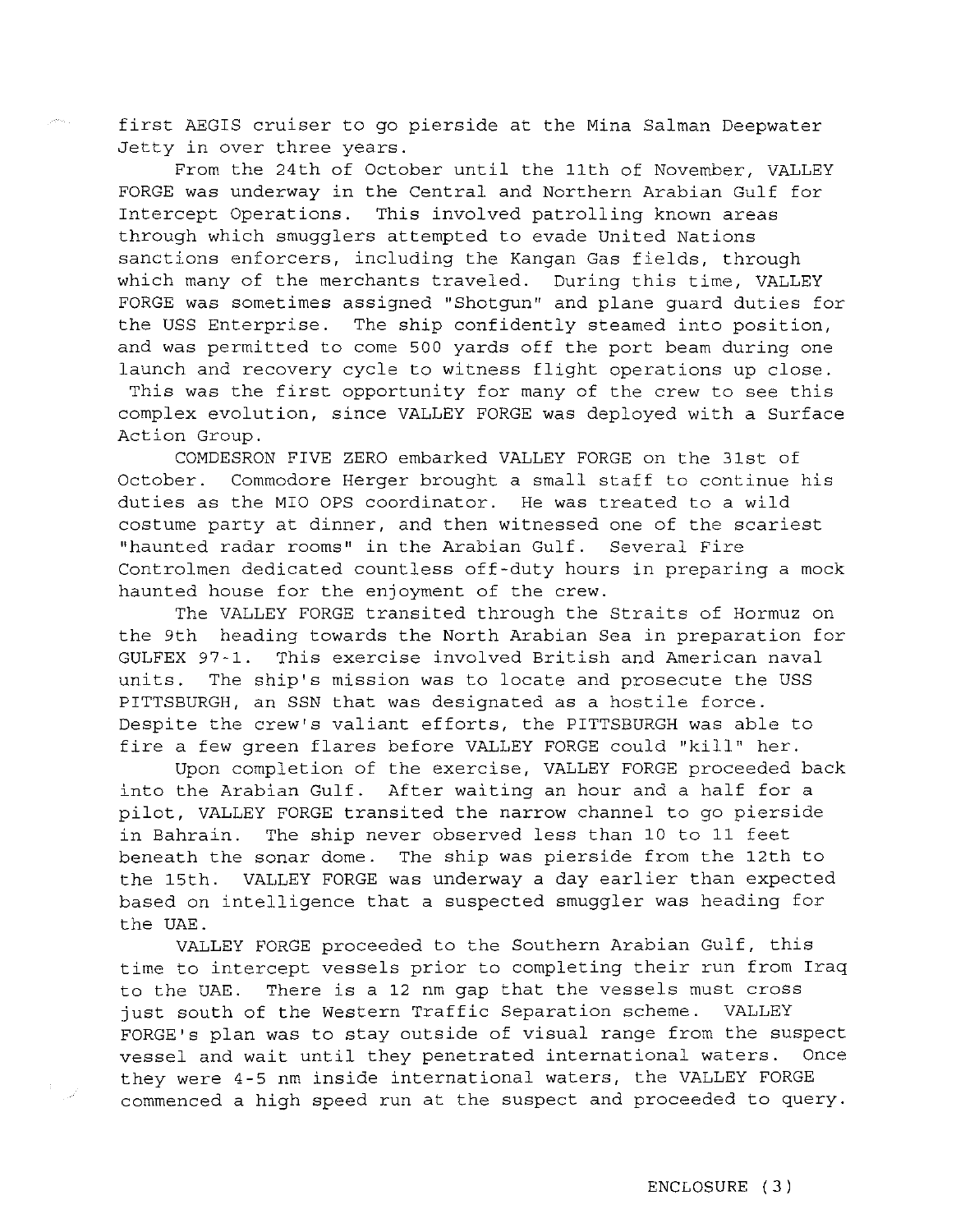first AEGIS cruiser to go pierside at the Mina Salman Deepwater Jetty in over three years.

From the 24th of October until the 11th of November, VALLEY FORGE was underway in the Central and Northern Arabian Gulf for Intercept Operations. This involved patrolling known areas through which smugglers attempted to evade United Nations sanctions enforcers, including the Kangan Gas fields, through which many of the merchants traveled. During this time, VALLEY FORGE was sometimes assigned "Shotgun" and plane guard duties for the USS Enterprise. The ship confidently steamed into position, and was permitted to come 500 yards off the port beam during one launch and recovery cycle to witness flight operations up close. This was the first opportunity for many of the crew to see this complex evolution, since VALLEY FORGE was deployed with a Surface Action Group.

COMDESRON FIVE ZERO embarked VALLEY FORGE on the 31st of October. Commodore Herger brought a small staff to continue his duties as the MIO OPS coordinator. He was treated to a wild costume party at dinner, and then witnessed one of the scariest "haunted radar rooms" in the Arabian Gulf. Several Fire Controlmen dedicated countless off-duty hours in preparing a mock haunted house for the enjoyment of the crew.

The VALLEY FORGE transited through the Straits of Hormuz on the 9th heading towards the North Arabian Sea in preparation for GULFEX 97-1. This exercise involved British and American naval units. The ship's mission was to locate and prosecute the USS PITTSBURGH, an SSN that was designated as a hostile force. Despite the crew's valiant efforts, the PITTSBURGH was able to fire a few green flares before VALLEY FORGE could "kill" her.

Upon completion of the exercise, VALLEY FORGE proceeded back into the Arabian Gulf. After waiting an hour and a half for a pilot, VALLEY FORGE transited the narrow channel to go pierside in Bahrain. The ship never observed less than 10 to 11 feet beneath the sonar dome. The ship was pierside from the 12th to the 15th. VALLEY FORGE was underway a day earlier than expected based on intelligence that a suspected smuggler was heading for the UAE.

VALLEY FORGE proceeded to the Southern Arabian Gulf, this time to intercept vessels prior to completing their run from Iraq to the UAE. There is a 12 nm gap that the vessels must cross just south of the Western Traffic Separation scheme. VALLEY FORGE's plan was to stay outside of visual range from the suspect vessel and wait until they penetrated international waters. Once they were 4-5 nm inside international waters, the VALLEY FORGE commenced a high speed run at the suspect and proceeded to query.

ENCLOSURE (3)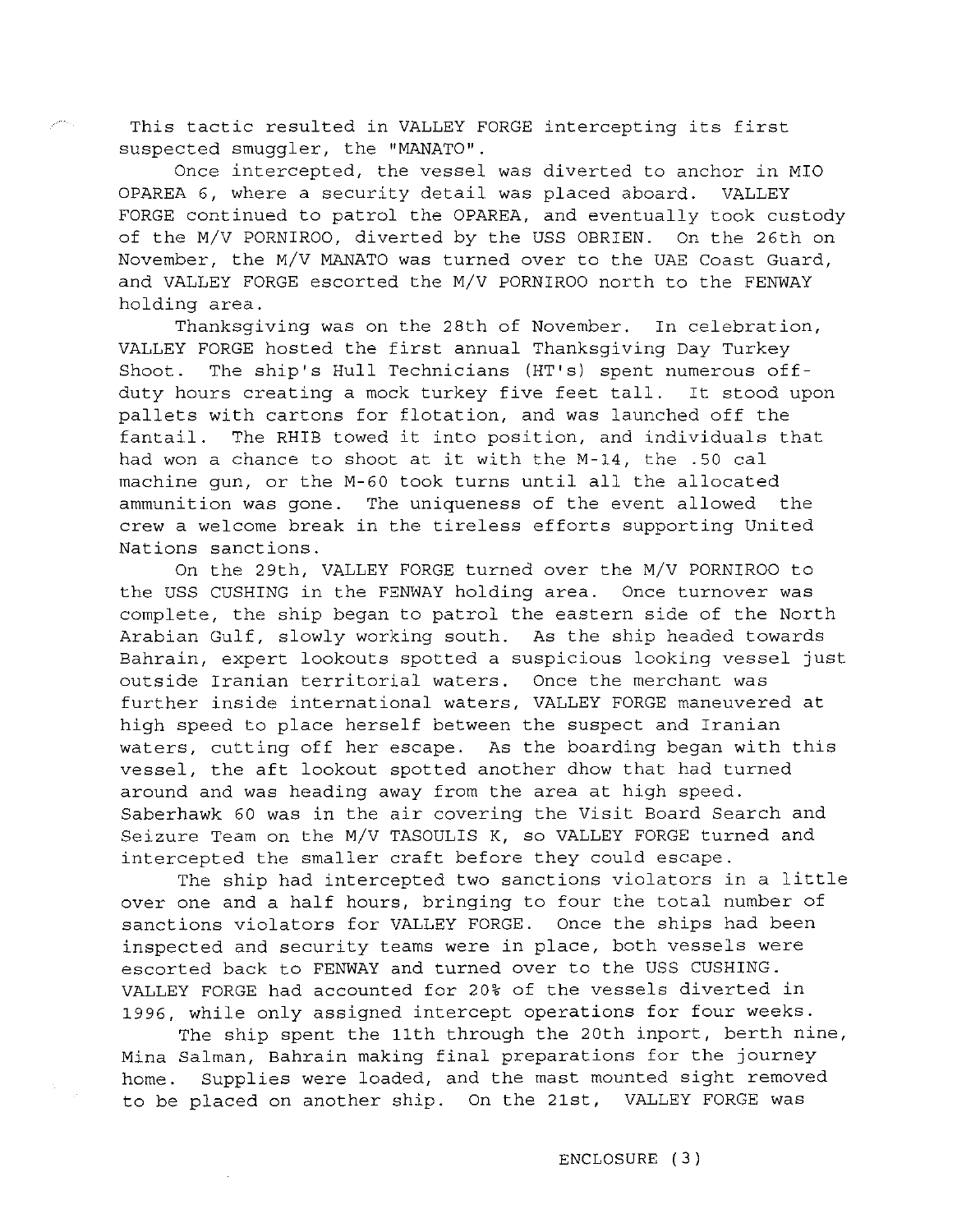This tactic resulted in VALLEY FORGE intercepting its first suspected smuggler, the "MANATO".

Once intercepted, the vessel was diverted to anchor in MIO OPAREA 6, where a security detail was placed aboard. VALLEY FORGE continued to patrol the OPAREA, and eventually took custody of the M/V PORNIROO, diverted by the USS OBRIEN. On the 26th on November, the M/V MANATO was turned over to the UAE Coast Guard, and VALLEY FORGE escorted the M/V PORNIROO north to the FENWAY holding area.

Thanksgiving was on the 28th of November. In celebration, VALLEY FORGE hosted the first annual Thanksgiving Day Turkey Shoot. The ship's Hull Technicians (HT's) spent numerous off-duty hours creating a mock turkey five feet tall. It stood upon pallets with cartons for flotation, and was launched off the fantail. The RHIB towed it into position, and individuals that had won a chance to shoot at it with the M-14, the .50 cal machine gun, or the M-60 took turns until all the allocated ammunition was gone. The uniqueness of the event allowed the crew a welcome break in the tireless efforts supporting United Nations sanctions.

On the 29th, VALLEY FORGE turned over the M/V PORNIROO to the USS CUSHING in the FENWAY holding area. Once turnover was complete, the ship began to patrol the eastern side of the North Arabian Gulf, slowly working south. As the ship headed towards Bahrain, expert lookouts spotted a suspicious looking vessel just outside Iranian territorial waters. Once the merchant was further inside international waters, VALLEY FORGE maneuvered at high speed to place herself between the suspect and Iranian waters, cutting off her escape. As the boarding began with this vessel, the aft lookout spotted another dhow that had turned around and was heading away from the area at high speed. Saberhawk 60 was in the air covering the Visit Board Search and Seizure Team on the M/V TASOULIS K, so VALLEY FORGE turned and intercepted the smaller craft before they could escape.

The ship had intercepted two sanctions violators in a little over one and a half hours, bringing to four the total number of sanctions violators for VALLEY FORGE. Once the ships had been inspected and security teams were in place, both vessels were escorted back to FENWAY and turned over to the USS CUSHING. VALLEY FORGE had accounted for 20% of the vessels diverted in 1996, while only assigned intercept operations for four weeks.

The ship spent the 11th through the 20th inport, berth nine, Mina Salman, Bahrain making final preparations for the journey home. Supplies were loaded, and the mast mounted sight removed to be placed on another ship. On the 21st, VALLEY FORGE was

ENCLOSURE (3)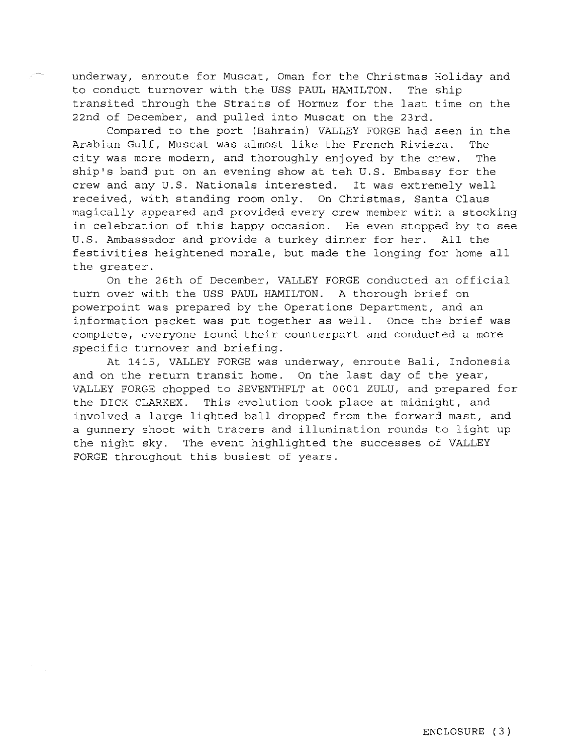underway, enroute for Muscat, Oman for the Christmas Holiday and to conduct turnover with the USS PAUL HAMILTON. The ship transited through the Straits of Hormuz for the last time on the 22nd of December, and pulled into Muscat on the 23rd.

Compared to the port (Bahrain) VALLEY FORGE had seen in the Arabian Gulf, Muscat was almost like the French Riviera. The city was more modern, and thoroughly enjoyed by the crew. The ship's band put on an evening show at teh U.S. Embassy for the crew and any U.S. Nationals interested. It was extremely well received, with standing room only. On Christmas, Santa Claus magically appeared and provided every crew member with a stocking in celebration of this happy occasion. He even stopped by to see U.S. Ambassador and provide a turkey dinner for her. All the festivities heightened morale, but made the longing for home all the greater.

On the 26th of December, VALLEY FORGE conducted an official turn over with the USS PAUL HAMILTON. A thorough brief on powerpoint was prepared by the Operations Department, and an information packet was put together as well. Once the brief was complete, everyone found their counterpart and conducted a more specific turnover and briefing.

At 1415, VALLEY FORGE was underway, enroute Bali, Indonesia and on the return transit home. On the last day of the year, VALLEY FORGE chopped to SEVENTHFLT at 0001 ZULU, and prepared for the DICK CLARKEX. This evolution took place at midnight, and involved a large lighted ball dropped from the forward mast, and a gunnery shoot with tracers and illumination rounds to light up the night sky. The event highlighted the successes of VALLEY FORGE throughout this busiest of years.

ENCLOSURE (3)